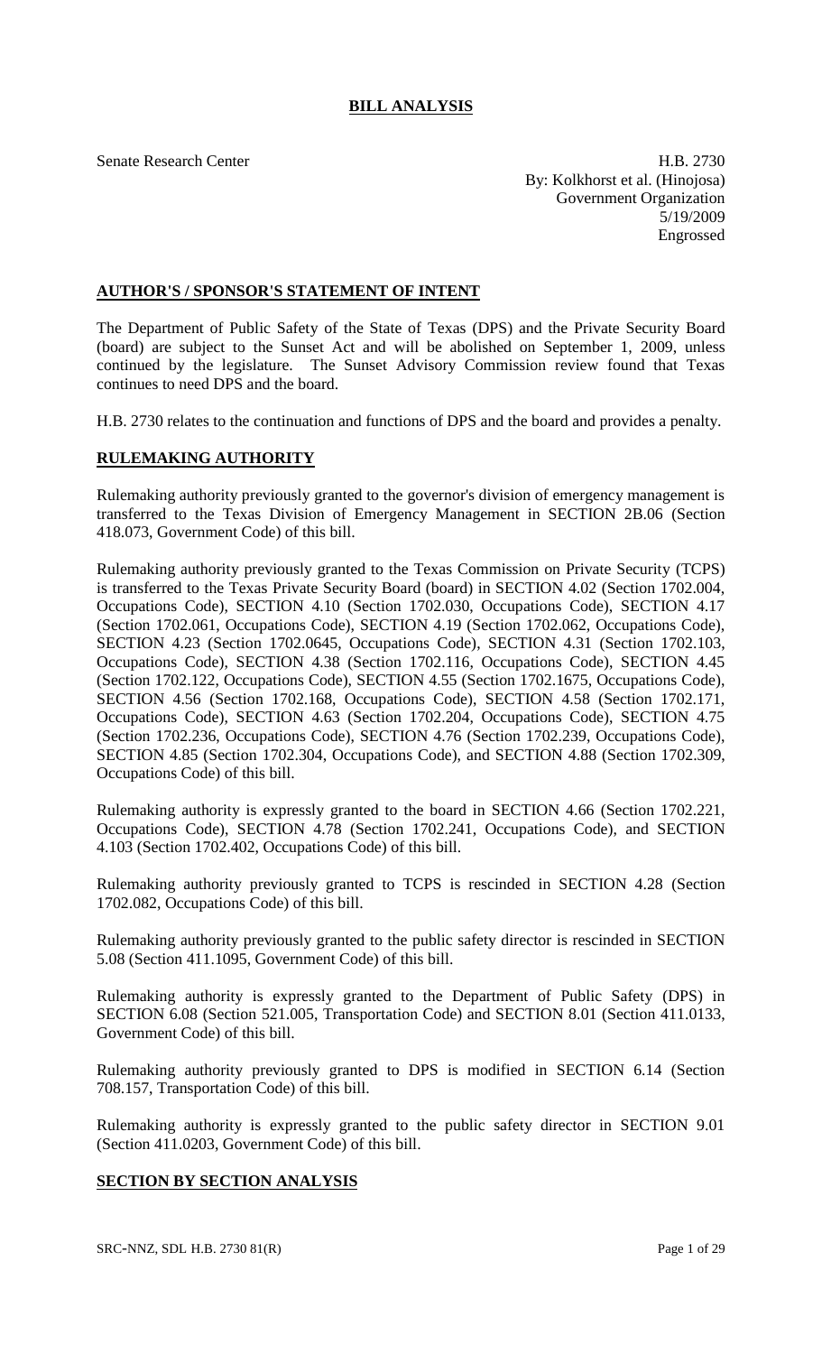# BILL ANALYSIS

Senate Research Center

H.B. 2730
By: Kolkhorst et al. (Hinojosa)
Government Organization
5/19/2009
Engrossed

## AUTHOR'S / SPONSOR'S STATEMENT OF INTENT

The Department of Public Safety of the State of Texas (DPS) and the Private Security Board (board) are subject to the Sunset Act and will be abolished on September 1, 2009, unless continued by the legislature. The Sunset Advisory Commission review found that Texas continues to need DPS and the board.

H.B. 2730 relates to the continuation and functions of DPS and the board and provides a penalty.

## RULEMAKING AUTHORITY

Rulemaking authority previously granted to the governor's division of emergency management is transferred to the Texas Division of Emergency Management in SECTION 2B.06 (Section 418.073, Government Code) of this bill.

Rulemaking authority previously granted to the Texas Commission on Private Security (TCPS) is transferred to the Texas Private Security Board (board) in SECTION 4.02 (Section 1702.004, Occupations Code), SECTION 4.10 (Section 1702.030, Occupations Code), SECTION 4.17 (Section 1702.061, Occupations Code), SECTION 4.19 (Section 1702.062, Occupations Code), SECTION 4.23 (Section 1702.0645, Occupations Code), SECTION 4.31 (Section 1702.103, Occupations Code), SECTION 4.38 (Section 1702.116, Occupations Code), SECTION 4.45 (Section 1702.122, Occupations Code), SECTION 4.55 (Section 1702.1675, Occupations Code), SECTION 4.56 (Section 1702.168, Occupations Code), SECTION 4.58 (Section 1702.171, Occupations Code), SECTION 4.63 (Section 1702.204, Occupations Code), SECTION 4.75 (Section 1702.236, Occupations Code), SECTION 4.76 (Section 1702.239, Occupations Code), SECTION 4.85 (Section 1702.304, Occupations Code), and SECTION 4.88 (Section 1702.309, Occupations Code) of this bill.

Rulemaking authority is expressly granted to the board in SECTION 4.66 (Section 1702.221, Occupations Code), SECTION 4.78 (Section 1702.241, Occupations Code), and SECTION 4.103 (Section 1702.402, Occupations Code) of this bill.

Rulemaking authority previously granted to TCPS is rescinded in SECTION 4.28 (Section 1702.082, Occupations Code) of this bill.

Rulemaking authority previously granted to the public safety director is rescinded in SECTION 5.08 (Section 411.1095, Government Code) of this bill.

Rulemaking authority is expressly granted to the Department of Public Safety (DPS) in SECTION 6.08 (Section 521.005, Transportation Code) and SECTION 8.01 (Section 411.0133, Government Code) of this bill.

Rulemaking authority previously granted to DPS is modified in SECTION 6.14 (Section 708.157, Transportation Code) of this bill.

Rulemaking authority is expressly granted to the public safety director in SECTION 9.01 (Section 411.0203, Government Code) of this bill.

## SECTION BY SECTION ANALYSIS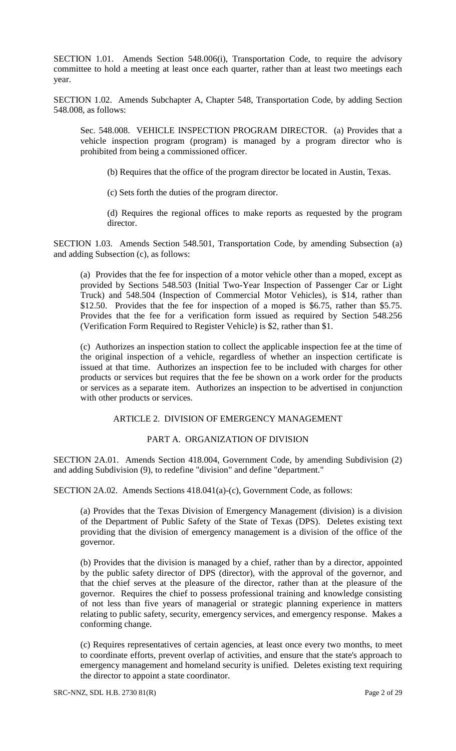SECTION 1.01. Amends Section 548.006(i), Transportation Code, to require the advisory committee to hold a meeting at least once each quarter, rather than at least two meetings each year.

SECTION 1.02. Amends Subchapter A, Chapter 548, Transportation Code, by adding Section 548.008, as follows:

Sec. 548.008. VEHICLE INSPECTION PROGRAM DIRECTOR. (a) Provides that a vehicle inspection program (program) is managed by a program director who is prohibited from being a commissioned officer.

(b) Requires that the office of the program director be located in Austin, Texas.

(c) Sets forth the duties of the program director.

(d) Requires the regional offices to make reports as requested by the program director.

SECTION 1.03. Amends Section 548.501, Transportation Code, by amending Subsection (a) and adding Subsection (c), as follows:

(a) Provides that the fee for inspection of a motor vehicle other than a moped, except as provided by Sections 548.503 (Initial Two-Year Inspection of Passenger Car or Light Truck) and 548.504 (Inspection of Commercial Motor Vehicles), is $14, rather than $12.50. Provides that the fee for inspection of a moped is $6.75, rather than $5.75. Provides that the fee for a verification form issued as required by Section 548.256 (Verification Form Required to Register Vehicle) is $2, rather than $1.

(c) Authorizes an inspection station to collect the applicable inspection fee at the time of the original inspection of a vehicle, regardless of whether an inspection certificate is issued at that time. Authorizes an inspection fee to be included with charges for other products or services but requires that the fee be shown on a work order for the products or services as a separate item. Authorizes an inspection to be advertised in conjunction with other products or services.

## ARTICLE 2. DIVISION OF EMERGENCY MANAGEMENT

### PART A. ORGANIZATION OF DIVISION

SECTION 2A.01. Amends Section 418.004, Government Code, by amending Subdivision (2) and adding Subdivision (9), to redefine "division" and define "department."

SECTION 2A.02. Amends Sections 418.041(a)-(c), Government Code, as follows:

(a) Provides that the Texas Division of Emergency Management (division) is a division of the Department of Public Safety of the State of Texas (DPS). Deletes existing text providing that the division of emergency management is a division of the office of the governor.

(b) Provides that the division is managed by a chief, rather than by a director, appointed by the public safety director of DPS (director), with the approval of the governor, and that the chief serves at the pleasure of the director, rather than at the pleasure of the governor. Requires the chief to possess professional training and knowledge consisting of not less than five years of managerial or strategic planning experience in matters relating to public safety, security, emergency services, and emergency response. Makes a conforming change.

(c) Requires representatives of certain agencies, at least once every two months, to meet to coordinate efforts, prevent overlap of activities, and ensure that the state's approach to emergency management and homeland security is unified. Deletes existing text requiring the director to appoint a state coordinator.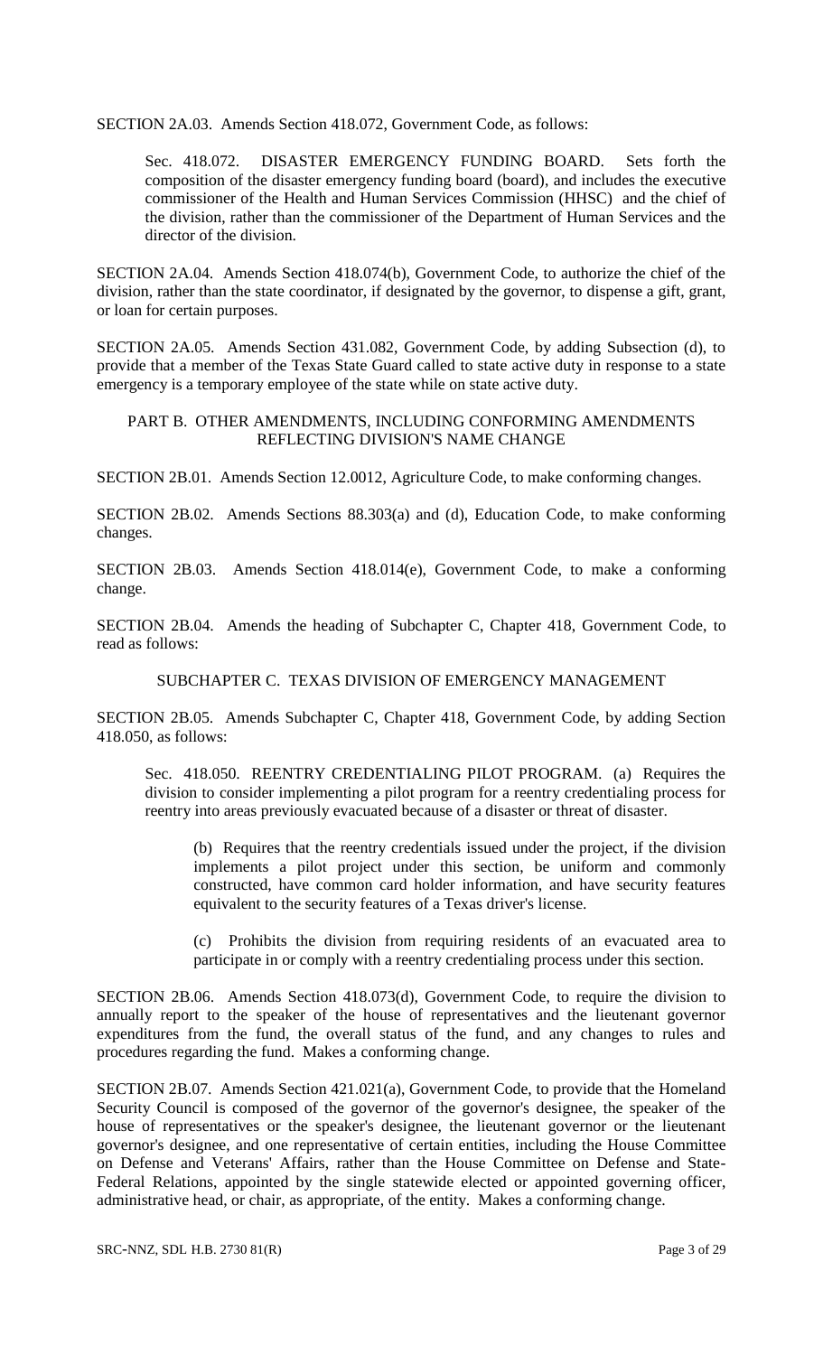SECTION 2A.03. Amends Section 418.072, Government Code, as follows:

Sec. 418.072. DISASTER EMERGENCY FUNDING BOARD. Sets forth the composition of the disaster emergency funding board (board), and includes the executive commissioner of the Health and Human Services Commission (HHSC) and the chief of the division, rather than the commissioner of the Department of Human Services and the director of the division.

SECTION 2A.04. Amends Section 418.074(b), Government Code, to authorize the chief of the division, rather than the state coordinator, if designated by the governor, to dispense a gift, grant, or loan for certain purposes.

SECTION 2A.05. Amends Section 431.082, Government Code, by adding Subsection (d), to provide that a member of the Texas State Guard called to state active duty in response to a state emergency is a temporary employee of the state while on state active duty.

## PART B. OTHER AMENDMENTS, INCLUDING CONFORMING AMENDMENTS REFLECTING DIVISION'S NAME CHANGE

SECTION 2B.01. Amends Section 12.0012, Agriculture Code, to make conforming changes.

SECTION 2B.02. Amends Sections 88.303(a) and (d), Education Code, to make conforming changes.

SECTION 2B.03. Amends Section 418.014(e), Government Code, to make a conforming change.

SECTION 2B.04. Amends the heading of Subchapter C, Chapter 418, Government Code, to read as follows:

SUBCHAPTER C. TEXAS DIVISION OF EMERGENCY MANAGEMENT

SECTION 2B.05. Amends Subchapter C, Chapter 418, Government Code, by adding Section 418.050, as follows:

Sec. 418.050. REENTRY CREDENTIALING PILOT PROGRAM. (a) Requires the division to consider implementing a pilot program for a reentry credentialing process for reentry into areas previously evacuated because of a disaster or threat of disaster.

(b) Requires that the reentry credentials issued under the project, if the division implements a pilot project under this section, be uniform and commonly constructed, have common card holder information, and have security features equivalent to the security features of a Texas driver's license.

(c) Prohibits the division from requiring residents of an evacuated area to participate in or comply with a reentry credentialing process under this section.

SECTION 2B.06. Amends Section 418.073(d), Government Code, to require the division to annually report to the speaker of the house of representatives and the lieutenant governor expenditures from the fund, the overall status of the fund, and any changes to rules and procedures regarding the fund. Makes a conforming change.

SECTION 2B.07. Amends Section 421.021(a), Government Code, to provide that the Homeland Security Council is composed of the governor of the governor's designee, the speaker of the house of representatives or the speaker's designee, the lieutenant governor or the lieutenant governor's designee, and one representative of certain entities, including the House Committee on Defense and Veterans' Affairs, rather than the House Committee on Defense and State-Federal Relations, appointed by the single statewide elected or appointed governing officer, administrative head, or chair, as appropriate, of the entity. Makes a conforming change.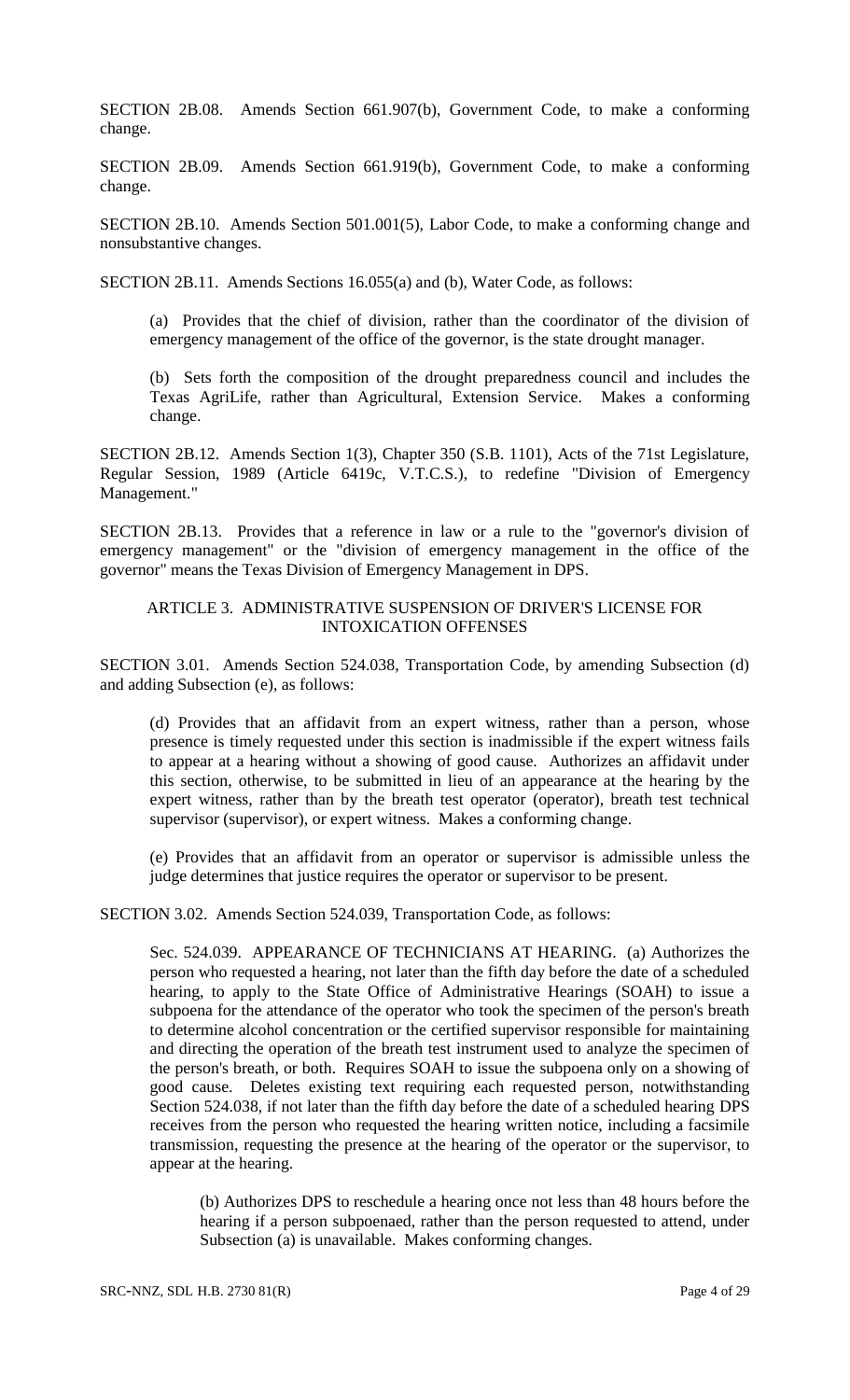SECTION 2B.08. Amends Section 661.907(b), Government Code, to make a conforming change.

SECTION 2B.09. Amends Section 661.919(b), Government Code, to make a conforming change.

SECTION 2B.10. Amends Section 501.001(5), Labor Code, to make a conforming change and nonsubstantive changes.

SECTION 2B.11. Amends Sections 16.055(a) and (b), Water Code, as follows:

> (a) Provides that the chief of division, rather than the coordinator of the division of emergency management of the office of the governor, is the state drought manager.
>
> (b) Sets forth the composition of the drought preparedness council and includes the Texas AgriLife, rather than Agricultural, Extension Service. Makes a conforming change.

SECTION 2B.12. Amends Section 1(3), Chapter 350 (S.B. 1101), Acts of the 71st Legislature, Regular Session, 1989 (Article 6419c, V.T.C.S.), to redefine "Division of Emergency Management."

SECTION 2B.13. Provides that a reference in law or a rule to the "governor's division of emergency management" or the "division of emergency management in the office of the governor" means the Texas Division of Emergency Management in DPS.

## ARTICLE 3. ADMINISTRATIVE SUSPENSION OF DRIVER'S LICENSE FOR INTOXICATION OFFENSES

SECTION 3.01. Amends Section 524.038, Transportation Code, by amending Subsection (d) and adding Subsection (e), as follows:

> (d) Provides that an affidavit from an expert witness, rather than a person, whose presence is timely requested under this section is inadmissible if the expert witness fails to appear at a hearing without a showing of good cause. Authorizes an affidavit under this section, otherwise, to be submitted in lieu of an appearance at the hearing by the expert witness, rather than by the breath test operator (operator), breath test technical supervisor (supervisor), or expert witness. Makes a conforming change.
>
> (e) Provides that an affidavit from an operator or supervisor is admissible unless the judge determines that justice requires the operator or supervisor to be present.

SECTION 3.02. Amends Section 524.039, Transportation Code, as follows:

> Sec. 524.039. APPEARANCE OF TECHNICIANS AT HEARING. (a) Authorizes the person who requested a hearing, not later than the fifth day before the date of a scheduled hearing, to apply to the State Office of Administrative Hearings (SOAH) to issue a subpoena for the attendance of the operator who took the specimen of the person's breath to determine alcohol concentration or the certified supervisor responsible for maintaining and directing the operation of the breath test instrument used to analyze the specimen of the person's breath, or both. Requires SOAH to issue the subpoena only on a showing of good cause. Deletes existing text requiring each requested person, notwithstanding Section 524.038, if not later than the fifth day before the date of a scheduled hearing DPS receives from the person who requested the hearing written notice, including a facsimile transmission, requesting the presence at the hearing of the operator or the supervisor, to appear at the hearing.
>
> > (b) Authorizes DPS to reschedule a hearing once not less than 48 hours before the hearing if a person subpoenaed, rather than the person requested to attend, under Subsection (a) is unavailable. Makes conforming changes.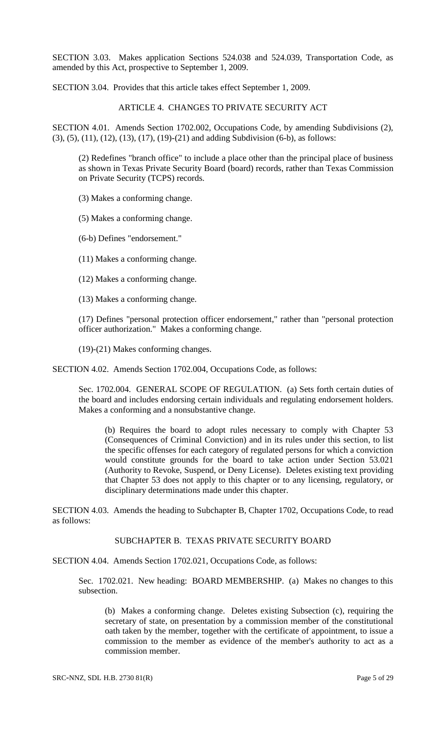SECTION 3.03. Makes application Sections 524.038 and 524.039, Transportation Code, as amended by this Act, prospective to September 1, 2009.

SECTION 3.04. Provides that this article takes effect September 1, 2009.

ARTICLE 4. CHANGES TO PRIVATE SECURITY ACT

SECTION 4.01. Amends Section 1702.002, Occupations Code, by amending Subdivisions (2), (3), (5), (11), (12), (13), (17), (19)-(21) and adding Subdivision (6-b), as follows:

> (2) Redefines "branch office" to include a place other than the principal place of business as shown in Texas Private Security Board (board) records, rather than Texas Commission on Private Security (TCPS) records.
>
> (3) Makes a conforming change.
>
> (5) Makes a conforming change.
>
> (6-b) Defines "endorsement."
>
> (11) Makes a conforming change.
>
> (12) Makes a conforming change.
>
> (13) Makes a conforming change.
>
> (17) Defines "personal protection officer endorsement," rather than "personal protection officer authorization." Makes a conforming change.
>
> (19)-(21) Makes conforming changes.

SECTION 4.02. Amends Section 1702.004, Occupations Code, as follows:

> Sec. 1702.004. GENERAL SCOPE OF REGULATION. (a) Sets forth certain duties of the board and includes endorsing certain individuals and regulating endorsement holders. Makes a conforming and a nonsubstantive change.
>
> > (b) Requires the board to adopt rules necessary to comply with Chapter 53 (Consequences of Criminal Conviction) and in its rules under this section, to list the specific offenses for each category of regulated persons for which a conviction would constitute grounds for the board to take action under Section 53.021 (Authority to Revoke, Suspend, or Deny License). Deletes existing text providing that Chapter 53 does not apply to this chapter or to any licensing, regulatory, or disciplinary determinations made under this chapter.

SECTION 4.03. Amends the heading to Subchapter B, Chapter 1702, Occupations Code, to read as follows:

SUBCHAPTER B. TEXAS PRIVATE SECURITY BOARD

SECTION 4.04. Amends Section 1702.021, Occupations Code, as follows:

> Sec. 1702.021. New heading: BOARD MEMBERSHIP. (a) Makes no changes to this subsection.
>
> > (b) Makes a conforming change. Deletes existing Subsection (c), requiring the secretary of state, on presentation by a commission member of the constitutional oath taken by the member, together with the certificate of appointment, to issue a commission to the member as evidence of the member's authority to act as a commission member.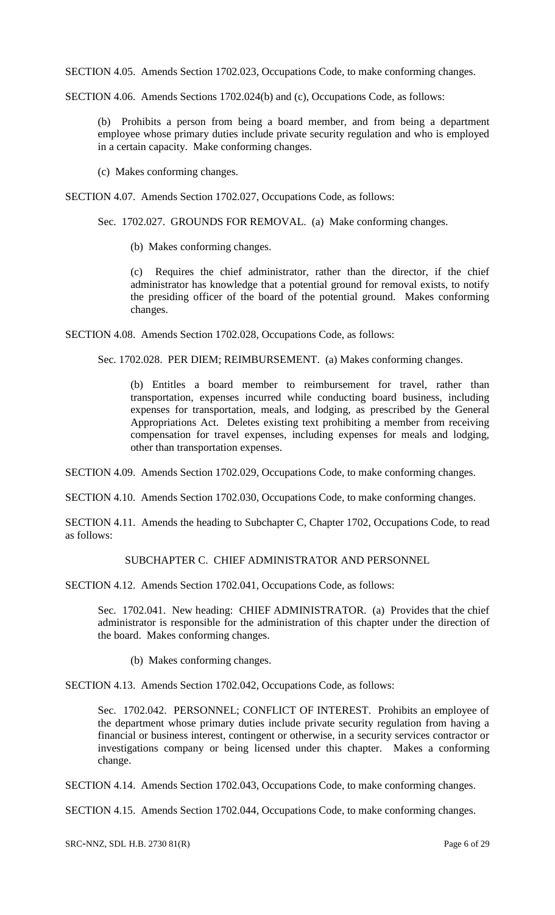SECTION 4.05. Amends Section 1702.023, Occupations Code, to make conforming changes.

SECTION 4.06. Amends Sections 1702.024(b) and (c), Occupations Code, as follows:

(b) Prohibits a person from being a board member, and from being a department employee whose primary duties include private security regulation and who is employed in a certain capacity. Make conforming changes.

(c) Makes conforming changes.

SECTION 4.07. Amends Section 1702.027, Occupations Code, as follows:

Sec. 1702.027. GROUNDS FOR REMOVAL. (a) Make conforming changes.

(b) Makes conforming changes.

(c) Requires the chief administrator, rather than the director, if the chief administrator has knowledge that a potential ground for removal exists, to notify the presiding officer of the board of the potential ground. Makes conforming changes.

SECTION 4.08. Amends Section 1702.028, Occupations Code, as follows:

Sec. 1702.028. PER DIEM; REIMBURSEMENT. (a) Makes conforming changes.

(b) Entitles a board member to reimbursement for travel, rather than transportation, expenses incurred while conducting board business, including expenses for transportation, meals, and lodging, as prescribed by the General Appropriations Act. Deletes existing text prohibiting a member from receiving compensation for travel expenses, including expenses for meals and lodging, other than transportation expenses.

SECTION 4.09. Amends Section 1702.029, Occupations Code, to make conforming changes.

SECTION 4.10. Amends Section 1702.030, Occupations Code, to make conforming changes.

SECTION 4.11. Amends the heading to Subchapter C, Chapter 1702, Occupations Code, to read as follows:

SUBCHAPTER C. CHIEF ADMINISTRATOR AND PERSONNEL

SECTION 4.12. Amends Section 1702.041, Occupations Code, as follows:

Sec. 1702.041. New heading: CHIEF ADMINISTRATOR. (a) Provides that the chief administrator is responsible for the administration of this chapter under the direction of the board. Makes conforming changes.

(b) Makes conforming changes.

SECTION 4.13. Amends Section 1702.042, Occupations Code, as follows:

Sec. 1702.042. PERSONNEL; CONFLICT OF INTEREST. Prohibits an employee of the department whose primary duties include private security regulation from having a financial or business interest, contingent or otherwise, in a security services contractor or investigations company or being licensed under this chapter. Makes a conforming change.

SECTION 4.14. Amends Section 1702.043, Occupations Code, to make conforming changes.

SECTION 4.15. Amends Section 1702.044, Occupations Code, to make conforming changes.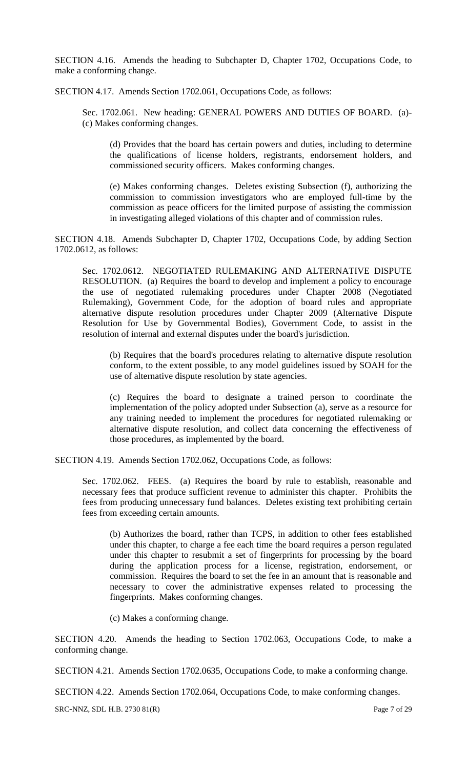SECTION 4.16. Amends the heading to Subchapter D, Chapter 1702, Occupations Code, to make a conforming change.

SECTION 4.17. Amends Section 1702.061, Occupations Code, as follows:

Sec. 1702.061. New heading: GENERAL POWERS AND DUTIES OF BOARD. (a)-(c) Makes conforming changes.

(d) Provides that the board has certain powers and duties, including to determine the qualifications of license holders, registrants, endorsement holders, and commissioned security officers. Makes conforming changes.

(e) Makes conforming changes. Deletes existing Subsection (f), authorizing the commission to commission investigators who are employed full-time by the commission as peace officers for the limited purpose of assisting the commission in investigating alleged violations of this chapter and of commission rules.

SECTION 4.18. Amends Subchapter D, Chapter 1702, Occupations Code, by adding Section 1702.0612, as follows:

Sec. 1702.0612. NEGOTIATED RULEMAKING AND ALTERNATIVE DISPUTE RESOLUTION. (a) Requires the board to develop and implement a policy to encourage the use of negotiated rulemaking procedures under Chapter 2008 (Negotiated Rulemaking), Government Code, for the adoption of board rules and appropriate alternative dispute resolution procedures under Chapter 2009 (Alternative Dispute Resolution for Use by Governmental Bodies), Government Code, to assist in the resolution of internal and external disputes under the board's jurisdiction.

(b) Requires that the board's procedures relating to alternative dispute resolution conform, to the extent possible, to any model guidelines issued by SOAH for the use of alternative dispute resolution by state agencies.

(c) Requires the board to designate a trained person to coordinate the implementation of the policy adopted under Subsection (a), serve as a resource for any training needed to implement the procedures for negotiated rulemaking or alternative dispute resolution, and collect data concerning the effectiveness of those procedures, as implemented by the board.

SECTION 4.19. Amends Section 1702.062, Occupations Code, as follows:

Sec. 1702.062. FEES. (a) Requires the board by rule to establish, reasonable and necessary fees that produce sufficient revenue to administer this chapter. Prohibits the fees from producing unnecessary fund balances. Deletes existing text prohibiting certain fees from exceeding certain amounts.

(b) Authorizes the board, rather than TCPS, in addition to other fees established under this chapter, to charge a fee each time the board requires a person regulated under this chapter to resubmit a set of fingerprints for processing by the board during the application process for a license, registration, endorsement, or commission. Requires the board to set the fee in an amount that is reasonable and necessary to cover the administrative expenses related to processing the fingerprints. Makes conforming changes.

(c) Makes a conforming change.

SECTION 4.20. Amends the heading to Section 1702.063, Occupations Code, to make a conforming change.

SECTION 4.21. Amends Section 1702.0635, Occupations Code, to make a conforming change.

SECTION 4.22. Amends Section 1702.064, Occupations Code, to make conforming changes.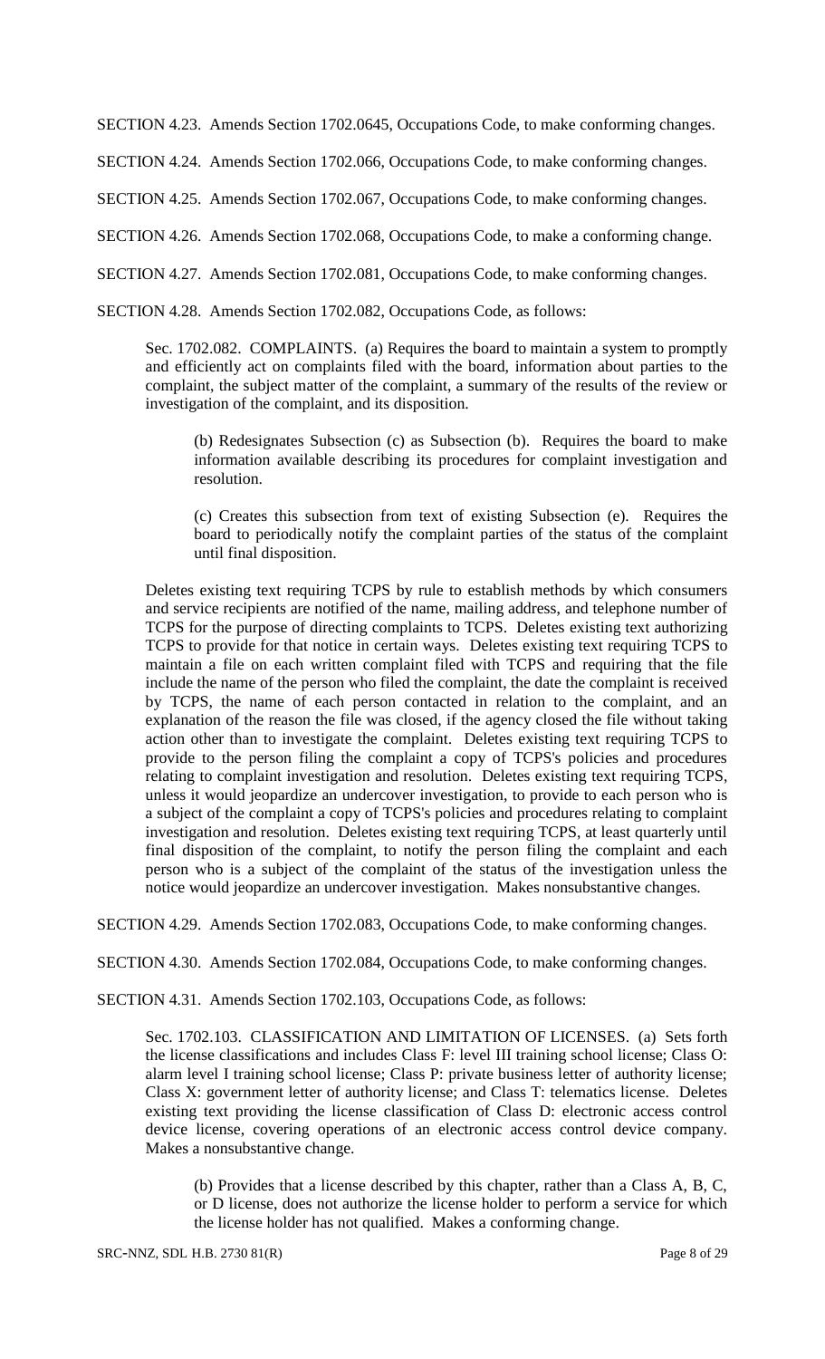SECTION 4.23. Amends Section 1702.0645, Occupations Code, to make conforming changes.

SECTION 4.24. Amends Section 1702.066, Occupations Code, to make conforming changes.

SECTION 4.25. Amends Section 1702.067, Occupations Code, to make conforming changes.

SECTION 4.26. Amends Section 1702.068, Occupations Code, to make a conforming change.

SECTION 4.27. Amends Section 1702.081, Occupations Code, to make conforming changes.

SECTION 4.28. Amends Section 1702.082, Occupations Code, as follows:

> Sec. 1702.082. COMPLAINTS. (a) Requires the board to maintain a system to promptly and efficiently act on complaints filed with the board, information about parties to the complaint, the subject matter of the complaint, a summary of the results of the review or investigation of the complaint, and its disposition.
>
> > (b) Redesignates Subsection (c) as Subsection (b). Requires the board to make information available describing its procedures for complaint investigation and resolution.
> >
> > (c) Creates this subsection from text of existing Subsection (e). Requires the board to periodically notify the complaint parties of the status of the complaint until final disposition.
>
> Deletes existing text requiring TCPS by rule to establish methods by which consumers and service recipients are notified of the name, mailing address, and telephone number of TCPS for the purpose of directing complaints to TCPS. Deletes existing text authorizing TCPS to provide for that notice in certain ways. Deletes existing text requiring TCPS to maintain a file on each written complaint filed with TCPS and requiring that the file include the name of the person who filed the complaint, the date the complaint is received by TCPS, the name of each person contacted in relation to the complaint, and an explanation of the reason the file was closed, if the agency closed the file without taking action other than to investigate the complaint. Deletes existing text requiring TCPS to provide to the person filing the complaint a copy of TCPS's policies and procedures relating to complaint investigation and resolution. Deletes existing text requiring TCPS, unless it would jeopardize an undercover investigation, to provide to each person who is a subject of the complaint a copy of TCPS's policies and procedures relating to complaint investigation and resolution. Deletes existing text requiring TCPS, at least quarterly until final disposition of the complaint, to notify the person filing the complaint and each person who is a subject of the complaint of the status of the investigation unless the notice would jeopardize an undercover investigation. Makes nonsubstantive changes.

SECTION 4.29. Amends Section 1702.083, Occupations Code, to make conforming changes.

SECTION 4.30. Amends Section 1702.084, Occupations Code, to make conforming changes.

SECTION 4.31. Amends Section 1702.103, Occupations Code, as follows:

> Sec. 1702.103. CLASSIFICATION AND LIMITATION OF LICENSES. (a) Sets forth the license classifications and includes Class F: level III training school license; Class O: alarm level I training school license; Class P: private business letter of authority license; Class X: government letter of authority license; and Class T: telematics license. Deletes existing text providing the license classification of Class D: electronic access control device license, covering operations of an electronic access control device company. Makes a nonsubstantive change.
>
> > (b) Provides that a license described by this chapter, rather than a Class A, B, C, or D license, does not authorize the license holder to perform a service for which the license holder has not qualified. Makes a conforming change.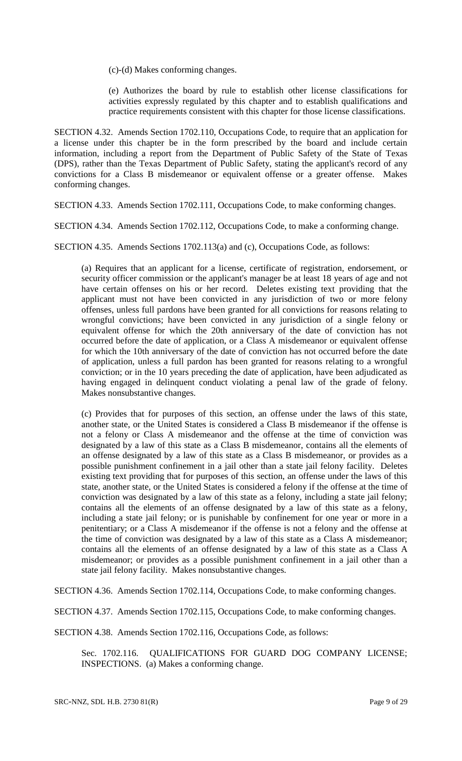(c)-(d) Makes conforming changes.

(e) Authorizes the board by rule to establish other license classifications for activities expressly regulated by this chapter and to establish qualifications and practice requirements consistent with this chapter for those license classifications.

SECTION 4.32. Amends Section 1702.110, Occupations Code, to require that an application for a license under this chapter be in the form prescribed by the board and include certain information, including a report from the Department of Public Safety of the State of Texas (DPS), rather than the Texas Department of Public Safety, stating the applicant's record of any convictions for a Class B misdemeanor or equivalent offense or a greater offense. Makes conforming changes.

SECTION 4.33. Amends Section 1702.111, Occupations Code, to make conforming changes.

SECTION 4.34. Amends Section 1702.112, Occupations Code, to make a conforming change.

SECTION 4.35. Amends Sections 1702.113(a) and (c), Occupations Code, as follows:

(a) Requires that an applicant for a license, certificate of registration, endorsement, or security officer commission or the applicant's manager be at least 18 years of age and not have certain offenses on his or her record. Deletes existing text providing that the applicant must not have been convicted in any jurisdiction of two or more felony offenses, unless full pardons have been granted for all convictions for reasons relating to wrongful convictions; have been convicted in any jurisdiction of a single felony or equivalent offense for which the 20th anniversary of the date of conviction has not occurred before the date of application, or a Class A misdemeanor or equivalent offense for which the 10th anniversary of the date of conviction has not occurred before the date of application, unless a full pardon has been granted for reasons relating to a wrongful conviction; or in the 10 years preceding the date of application, have been adjudicated as having engaged in delinquent conduct violating a penal law of the grade of felony. Makes nonsubstantive changes.

(c) Provides that for purposes of this section, an offense under the laws of this state, another state, or the United States is considered a Class B misdemeanor if the offense is not a felony or Class A misdemeanor and the offense at the time of conviction was designated by a law of this state as a Class B misdemeanor, contains all the elements of an offense designated by a law of this state as a Class B misdemeanor, or provides as a possible punishment confinement in a jail other than a state jail felony facility. Deletes existing text providing that for purposes of this section, an offense under the laws of this state, another state, or the United States is considered a felony if the offense at the time of conviction was designated by a law of this state as a felony, including a state jail felony; contains all the elements of an offense designated by a law of this state as a felony, including a state jail felony; or is punishable by confinement for one year or more in a penitentiary; or a Class A misdemeanor if the offense is not a felony and the offense at the time of conviction was designated by a law of this state as a Class A misdemeanor; contains all the elements of an offense designated by a law of this state as a Class A misdemeanor; or provides as a possible punishment confinement in a jail other than a state jail felony facility. Makes nonsubstantive changes.

SECTION 4.36. Amends Section 1702.114, Occupations Code, to make conforming changes.

SECTION 4.37. Amends Section 1702.115, Occupations Code, to make conforming changes.

SECTION 4.38. Amends Section 1702.116, Occupations Code, as follows:

Sec. 1702.116. QUALIFICATIONS FOR GUARD DOG COMPANY LICENSE; INSPECTIONS. (a) Makes a conforming change.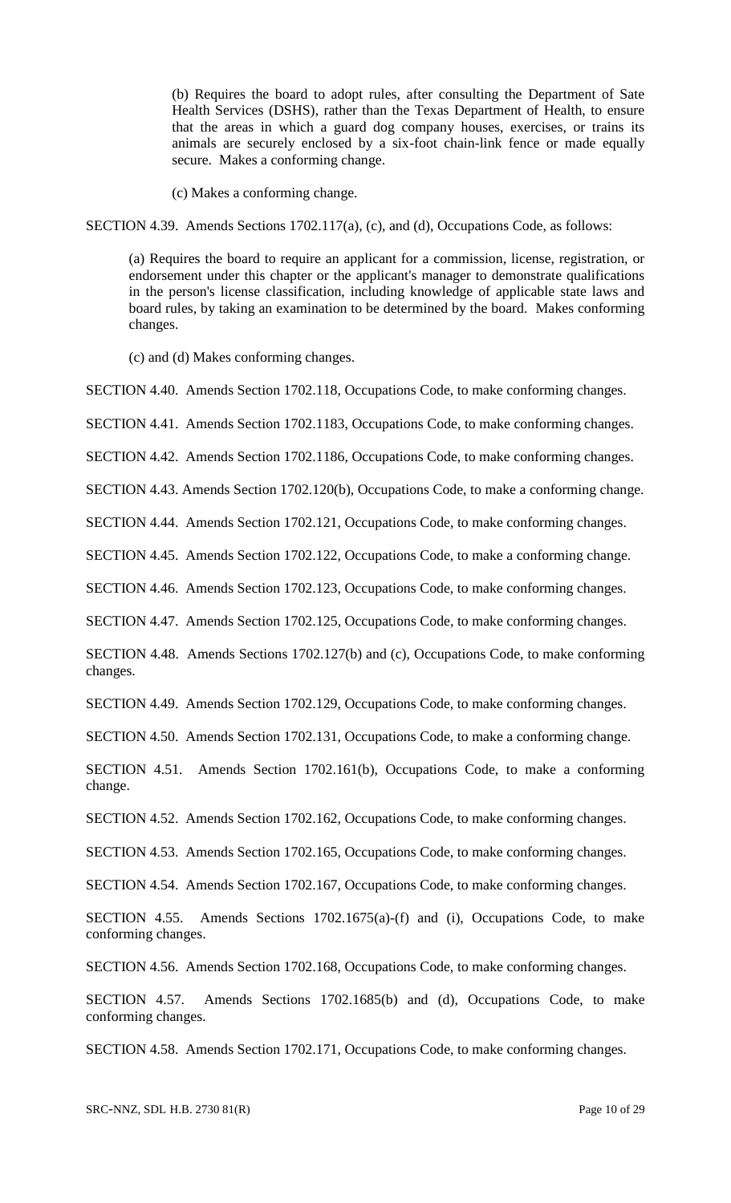(b) Requires the board to adopt rules, after consulting the Department of Sate Health Services (DSHS), rather than the Texas Department of Health, to ensure that the areas in which a guard dog company houses, exercises, or trains its animals are securely enclosed by a six-foot chain-link fence or made equally secure. Makes a conforming change.

(c) Makes a conforming change.

SECTION 4.39. Amends Sections 1702.117(a), (c), and (d), Occupations Code, as follows:

(a) Requires the board to require an applicant for a commission, license, registration, or endorsement under this chapter or the applicant's manager to demonstrate qualifications in the person's license classification, including knowledge of applicable state laws and board rules, by taking an examination to be determined by the board. Makes conforming changes.

(c) and (d) Makes conforming changes.

SECTION 4.40. Amends Section 1702.118, Occupations Code, to make conforming changes.

SECTION 4.41. Amends Section 1702.1183, Occupations Code, to make conforming changes.

SECTION 4.42. Amends Section 1702.1186, Occupations Code, to make conforming changes.

SECTION 4.43. Amends Section 1702.120(b), Occupations Code, to make a conforming change.

SECTION 4.44. Amends Section 1702.121, Occupations Code, to make conforming changes.

SECTION 4.45. Amends Section 1702.122, Occupations Code, to make a conforming change.

SECTION 4.46. Amends Section 1702.123, Occupations Code, to make conforming changes.

SECTION 4.47. Amends Section 1702.125, Occupations Code, to make conforming changes.

SECTION 4.48. Amends Sections 1702.127(b) and (c), Occupations Code, to make conforming changes.

SECTION 4.49. Amends Section 1702.129, Occupations Code, to make conforming changes.

SECTION 4.50. Amends Section 1702.131, Occupations Code, to make a conforming change.

SECTION 4.51. Amends Section 1702.161(b), Occupations Code, to make a conforming change.

SECTION 4.52. Amends Section 1702.162, Occupations Code, to make conforming changes.

SECTION 4.53. Amends Section 1702.165, Occupations Code, to make conforming changes.

SECTION 4.54. Amends Section 1702.167, Occupations Code, to make conforming changes.

SECTION 4.55. Amends Sections 1702.1675(a)-(f) and (i), Occupations Code, to make conforming changes.

SECTION 4.56. Amends Section 1702.168, Occupations Code, to make conforming changes.

SECTION 4.57. Amends Sections 1702.1685(b) and (d), Occupations Code, to make conforming changes.

SECTION 4.58. Amends Section 1702.171, Occupations Code, to make conforming changes.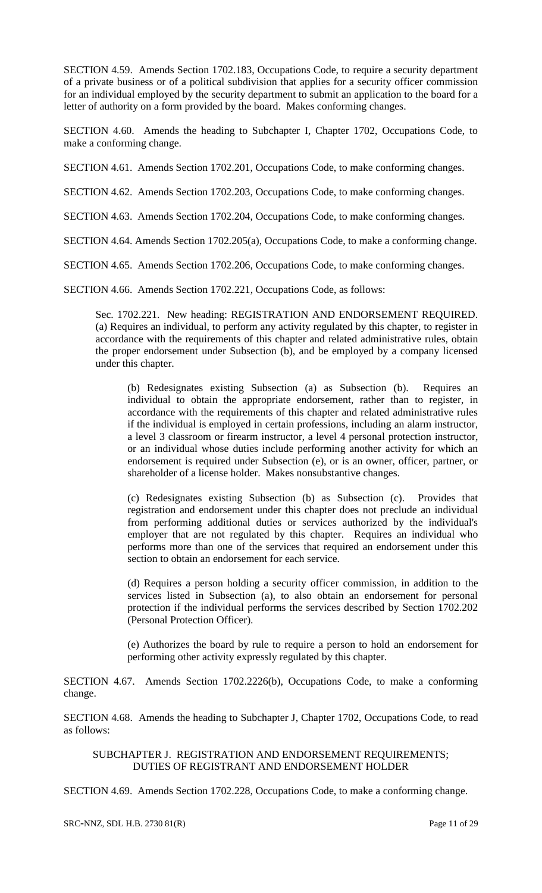SECTION 4.59. Amends Section 1702.183, Occupations Code, to require a security department of a private business or of a political subdivision that applies for a security officer commission for an individual employed by the security department to submit an application to the board for a letter of authority on a form provided by the board. Makes conforming changes.

SECTION 4.60. Amends the heading to Subchapter I, Chapter 1702, Occupations Code, to make a conforming change.

SECTION 4.61. Amends Section 1702.201, Occupations Code, to make conforming changes.

SECTION 4.62. Amends Section 1702.203, Occupations Code, to make conforming changes.

SECTION 4.63. Amends Section 1702.204, Occupations Code, to make conforming changes.

SECTION 4.64. Amends Section 1702.205(a), Occupations Code, to make a conforming change.

SECTION 4.65. Amends Section 1702.206, Occupations Code, to make conforming changes.

SECTION 4.66. Amends Section 1702.221, Occupations Code, as follows:

> Sec. 1702.221. New heading: REGISTRATION AND ENDORSEMENT REQUIRED. (a) Requires an individual, to perform any activity regulated by this chapter, to register in accordance with the requirements of this chapter and related administrative rules, obtain the proper endorsement under Subsection (b), and be employed by a company licensed under this chapter.
>
> > (b) Redesignates existing Subsection (a) as Subsection (b). Requires an individual to obtain the appropriate endorsement, rather than to register, in accordance with the requirements of this chapter and related administrative rules if the individual is employed in certain professions, including an alarm instructor, a level 3 classroom or firearm instructor, a level 4 personal protection instructor, or an individual whose duties include performing another activity for which an endorsement is required under Subsection (e), or is an owner, officer, partner, or shareholder of a license holder. Makes nonsubstantive changes.
> >
> > (c) Redesignates existing Subsection (b) as Subsection (c). Provides that registration and endorsement under this chapter does not preclude an individual from performing additional duties or services authorized by the individual's employer that are not regulated by this chapter. Requires an individual who performs more than one of the services that required an endorsement under this section to obtain an endorsement for each service.
> >
> > (d) Requires a person holding a security officer commission, in addition to the services listed in Subsection (a), to also obtain an endorsement for personal protection if the individual performs the services described by Section 1702.202 (Personal Protection Officer).
> >
> > (e) Authorizes the board by rule to require a person to hold an endorsement for performing other activity expressly regulated by this chapter.

SECTION 4.67. Amends Section 1702.2226(b), Occupations Code, to make a conforming change.

SECTION 4.68. Amends the heading to Subchapter J, Chapter 1702, Occupations Code, to read as follows:

SUBCHAPTER J. REGISTRATION AND ENDORSEMENT REQUIREMENTS; DUTIES OF REGISTRANT AND ENDORSEMENT HOLDER

SECTION 4.69. Amends Section 1702.228, Occupations Code, to make a conforming change.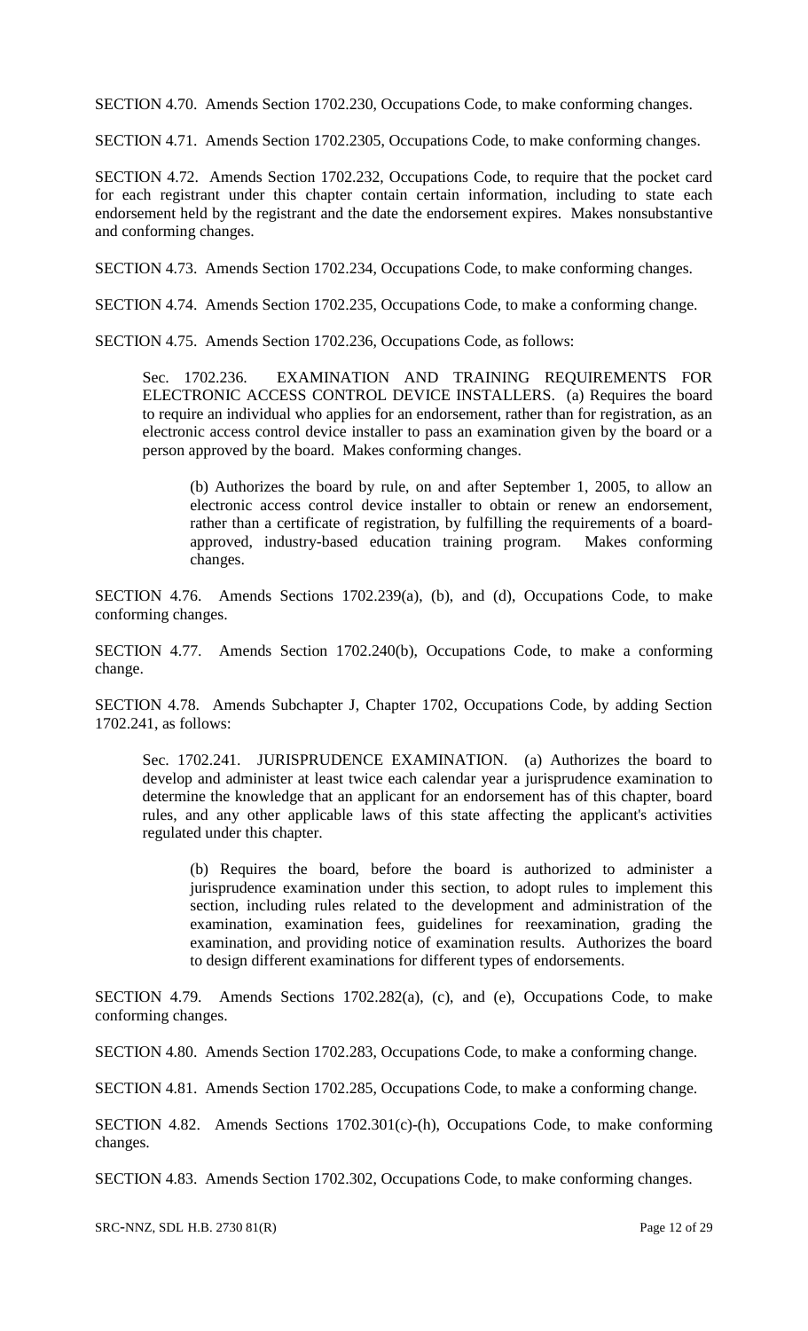SECTION 4.70. Amends Section 1702.230, Occupations Code, to make conforming changes.

SECTION 4.71. Amends Section 1702.2305, Occupations Code, to make conforming changes.

SECTION 4.72. Amends Section 1702.232, Occupations Code, to require that the pocket card for each registrant under this chapter contain certain information, including to state each endorsement held by the registrant and the date the endorsement expires. Makes nonsubstantive and conforming changes.

SECTION 4.73. Amends Section 1702.234, Occupations Code, to make conforming changes.

SECTION 4.74. Amends Section 1702.235, Occupations Code, to make a conforming change.

SECTION 4.75. Amends Section 1702.236, Occupations Code, as follows:

Sec. 1702.236. EXAMINATION AND TRAINING REQUIREMENTS FOR ELECTRONIC ACCESS CONTROL DEVICE INSTALLERS. (a) Requires the board to require an individual who applies for an endorsement, rather than for registration, as an electronic access control device installer to pass an examination given by the board or a person approved by the board. Makes conforming changes.

(b) Authorizes the board by rule, on and after September 1, 2005, to allow an electronic access control device installer to obtain or renew an endorsement, rather than a certificate of registration, by fulfilling the requirements of a board-approved, industry-based education training program. Makes conforming changes.

SECTION 4.76. Amends Sections 1702.239(a), (b), and (d), Occupations Code, to make conforming changes.

SECTION 4.77. Amends Section 1702.240(b), Occupations Code, to make a conforming change.

SECTION 4.78. Amends Subchapter J, Chapter 1702, Occupations Code, by adding Section 1702.241, as follows:

Sec. 1702.241. JURISPRUDENCE EXAMINATION. (a) Authorizes the board to develop and administer at least twice each calendar year a jurisprudence examination to determine the knowledge that an applicant for an endorsement has of this chapter, board rules, and any other applicable laws of this state affecting the applicant's activities regulated under this chapter.

(b) Requires the board, before the board is authorized to administer a jurisprudence examination under this section, to adopt rules to implement this section, including rules related to the development and administration of the examination, examination fees, guidelines for reexamination, grading the examination, and providing notice of examination results. Authorizes the board to design different examinations for different types of endorsements.

SECTION 4.79. Amends Sections 1702.282(a), (c), and (e), Occupations Code, to make conforming changes.

SECTION 4.80. Amends Section 1702.283, Occupations Code, to make a conforming change.

SECTION 4.81. Amends Section 1702.285, Occupations Code, to make a conforming change.

SECTION 4.82. Amends Sections 1702.301(c)-(h), Occupations Code, to make conforming changes.

SECTION 4.83. Amends Section 1702.302, Occupations Code, to make conforming changes.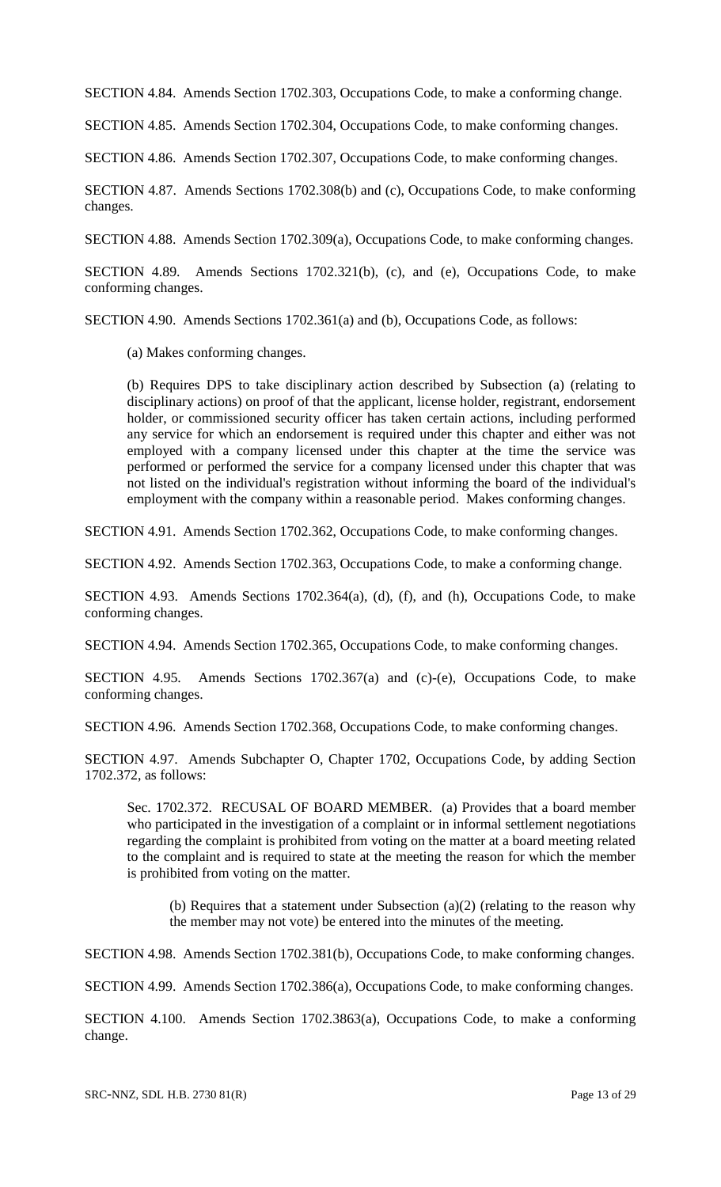SECTION 4.84. Amends Section 1702.303, Occupations Code, to make a conforming change.

SECTION 4.85. Amends Section 1702.304, Occupations Code, to make conforming changes.

SECTION 4.86. Amends Section 1702.307, Occupations Code, to make conforming changes.

SECTION 4.87. Amends Sections 1702.308(b) and (c), Occupations Code, to make conforming changes.

SECTION 4.88. Amends Section 1702.309(a), Occupations Code, to make conforming changes.

SECTION 4.89. Amends Sections 1702.321(b), (c), and (e), Occupations Code, to make conforming changes.

SECTION 4.90. Amends Sections 1702.361(a) and (b), Occupations Code, as follows:

(a) Makes conforming changes.

(b) Requires DPS to take disciplinary action described by Subsection (a) (relating to disciplinary actions) on proof of that the applicant, license holder, registrant, endorsement holder, or commissioned security officer has taken certain actions, including performed any service for which an endorsement is required under this chapter and either was not employed with a company licensed under this chapter at the time the service was performed or performed the service for a company licensed under this chapter that was not listed on the individual's registration without informing the board of the individual's employment with the company within a reasonable period. Makes conforming changes.

SECTION 4.91. Amends Section 1702.362, Occupations Code, to make conforming changes.

SECTION 4.92. Amends Section 1702.363, Occupations Code, to make a conforming change.

SECTION 4.93. Amends Sections 1702.364(a), (d), (f), and (h), Occupations Code, to make conforming changes.

SECTION 4.94. Amends Section 1702.365, Occupations Code, to make conforming changes.

SECTION 4.95. Amends Sections 1702.367(a) and (c)-(e), Occupations Code, to make conforming changes.

SECTION 4.96. Amends Section 1702.368, Occupations Code, to make conforming changes.

SECTION 4.97. Amends Subchapter O, Chapter 1702, Occupations Code, by adding Section 1702.372, as follows:

Sec. 1702.372. RECUSAL OF BOARD MEMBER. (a) Provides that a board member who participated in the investigation of a complaint or in informal settlement negotiations regarding the complaint is prohibited from voting on the matter at a board meeting related to the complaint and is required to state at the meeting the reason for which the member is prohibited from voting on the matter.

(b) Requires that a statement under Subsection (a)(2) (relating to the reason why the member may not vote) be entered into the minutes of the meeting.

SECTION 4.98. Amends Section 1702.381(b), Occupations Code, to make conforming changes.

SECTION 4.99. Amends Section 1702.386(a), Occupations Code, to make conforming changes.

SECTION 4.100. Amends Section 1702.3863(a), Occupations Code, to make a conforming change.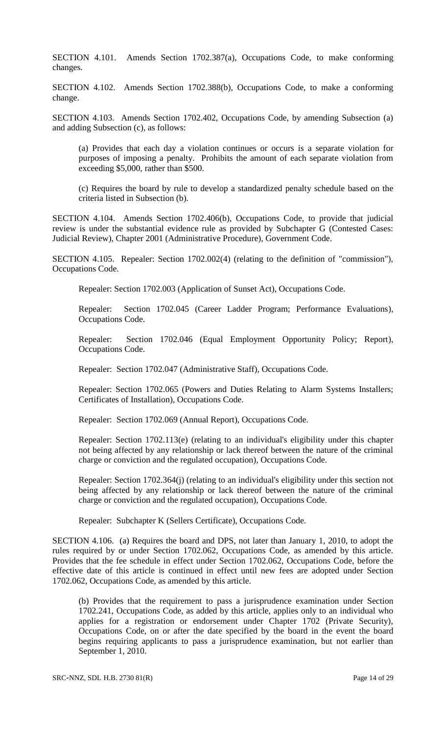SECTION 4.101. Amends Section 1702.387(a), Occupations Code, to make conforming changes.

SECTION 4.102. Amends Section 1702.388(b), Occupations Code, to make a conforming change.

SECTION 4.103. Amends Section 1702.402, Occupations Code, by amending Subsection (a) and adding Subsection (c), as follows:

(a) Provides that each day a violation continues or occurs is a separate violation for purposes of imposing a penalty. Prohibits the amount of each separate violation from exceeding $5,000, rather than $500.

(c) Requires the board by rule to develop a standardized penalty schedule based on the criteria listed in Subsection (b).

SECTION 4.104. Amends Section 1702.406(b), Occupations Code, to provide that judicial review is under the substantial evidence rule as provided by Subchapter G (Contested Cases: Judicial Review), Chapter 2001 (Administrative Procedure), Government Code.

SECTION 4.105. Repealer: Section 1702.002(4) (relating to the definition of "commission"), Occupations Code.

Repealer: Section 1702.003 (Application of Sunset Act), Occupations Code.

Repealer: Section 1702.045 (Career Ladder Program; Performance Evaluations), Occupations Code.

Repealer: Section 1702.046 (Equal Employment Opportunity Policy; Report), Occupations Code.

Repealer: Section 1702.047 (Administrative Staff), Occupations Code.

Repealer: Section 1702.065 (Powers and Duties Relating to Alarm Systems Installers; Certificates of Installation), Occupations Code.

Repealer: Section 1702.069 (Annual Report), Occupations Code.

Repealer: Section 1702.113(e) (relating to an individual's eligibility under this chapter not being affected by any relationship or lack thereof between the nature of the criminal charge or conviction and the regulated occupation), Occupations Code.

Repealer: Section 1702.364(j) (relating to an individual's eligibility under this section not being affected by any relationship or lack thereof between the nature of the criminal charge or conviction and the regulated occupation), Occupations Code.

Repealer: Subchapter K (Sellers Certificate), Occupations Code.

SECTION 4.106. (a) Requires the board and DPS, not later than January 1, 2010, to adopt the rules required by or under Section 1702.062, Occupations Code, as amended by this article. Provides that the fee schedule in effect under Section 1702.062, Occupations Code, before the effective date of this article is continued in effect until new fees are adopted under Section 1702.062, Occupations Code, as amended by this article.

(b) Provides that the requirement to pass a jurisprudence examination under Section 1702.241, Occupations Code, as added by this article, applies only to an individual who applies for a registration or endorsement under Chapter 1702 (Private Security), Occupations Code, on or after the date specified by the board in the event the board begins requiring applicants to pass a jurisprudence examination, but not earlier than September 1, 2010.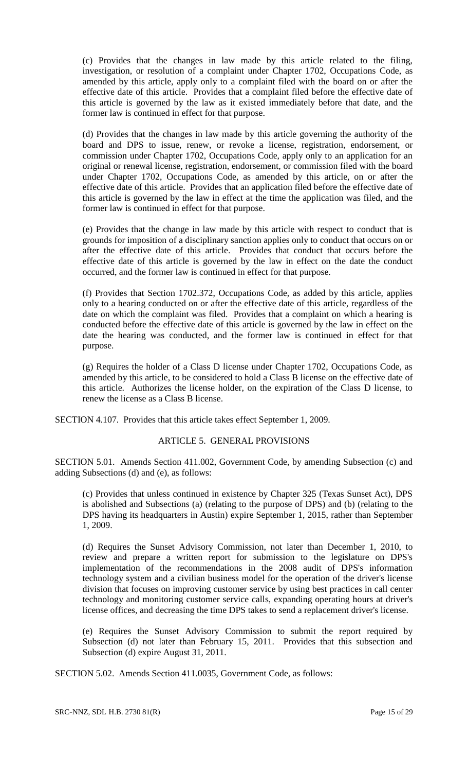(c) Provides that the changes in law made by this article related to the filing, investigation, or resolution of a complaint under Chapter 1702, Occupations Code, as amended by this article, apply only to a complaint filed with the board on or after the effective date of this article. Provides that a complaint filed before the effective date of this article is governed by the law as it existed immediately before that date, and the former law is continued in effect for that purpose.

(d) Provides that the changes in law made by this article governing the authority of the board and DPS to issue, renew, or revoke a license, registration, endorsement, or commission under Chapter 1702, Occupations Code, apply only to an application for an original or renewal license, registration, endorsement, or commission filed with the board under Chapter 1702, Occupations Code, as amended by this article, on or after the effective date of this article. Provides that an application filed before the effective date of this article is governed by the law in effect at the time the application was filed, and the former law is continued in effect for that purpose.

(e) Provides that the change in law made by this article with respect to conduct that is grounds for imposition of a disciplinary sanction applies only to conduct that occurs on or after the effective date of this article. Provides that conduct that occurs before the effective date of this article is governed by the law in effect on the date the conduct occurred, and the former law is continued in effect for that purpose.

(f) Provides that Section 1702.372, Occupations Code, as added by this article, applies only to a hearing conducted on or after the effective date of this article, regardless of the date on which the complaint was filed. Provides that a complaint on which a hearing is conducted before the effective date of this article is governed by the law in effect on the date the hearing was conducted, and the former law is continued in effect for that purpose.

(g) Requires the holder of a Class D license under Chapter 1702, Occupations Code, as amended by this article, to be considered to hold a Class B license on the effective date of this article. Authorizes the license holder, on the expiration of the Class D license, to renew the license as a Class B license.

SECTION 4.107. Provides that this article takes effect September 1, 2009.

## ARTICLE 5. GENERAL PROVISIONS

SECTION 5.01. Amends Section 411.002, Government Code, by amending Subsection (c) and adding Subsections (d) and (e), as follows:

(c) Provides that unless continued in existence by Chapter 325 (Texas Sunset Act), DPS is abolished and Subsections (a) (relating to the purpose of DPS) and (b) (relating to the DPS having its headquarters in Austin) expire September 1, 2015, rather than September 1, 2009.

(d) Requires the Sunset Advisory Commission, not later than December 1, 2010, to review and prepare a written report for submission to the legislature on DPS's implementation of the recommendations in the 2008 audit of DPS's information technology system and a civilian business model for the operation of the driver's license division that focuses on improving customer service by using best practices in call center technology and monitoring customer service calls, expanding operating hours at driver's license offices, and decreasing the time DPS takes to send a replacement driver's license.

(e) Requires the Sunset Advisory Commission to submit the report required by Subsection (d) not later than February 15, 2011. Provides that this subsection and Subsection (d) expire August 31, 2011.

SECTION 5.02. Amends Section 411.0035, Government Code, as follows: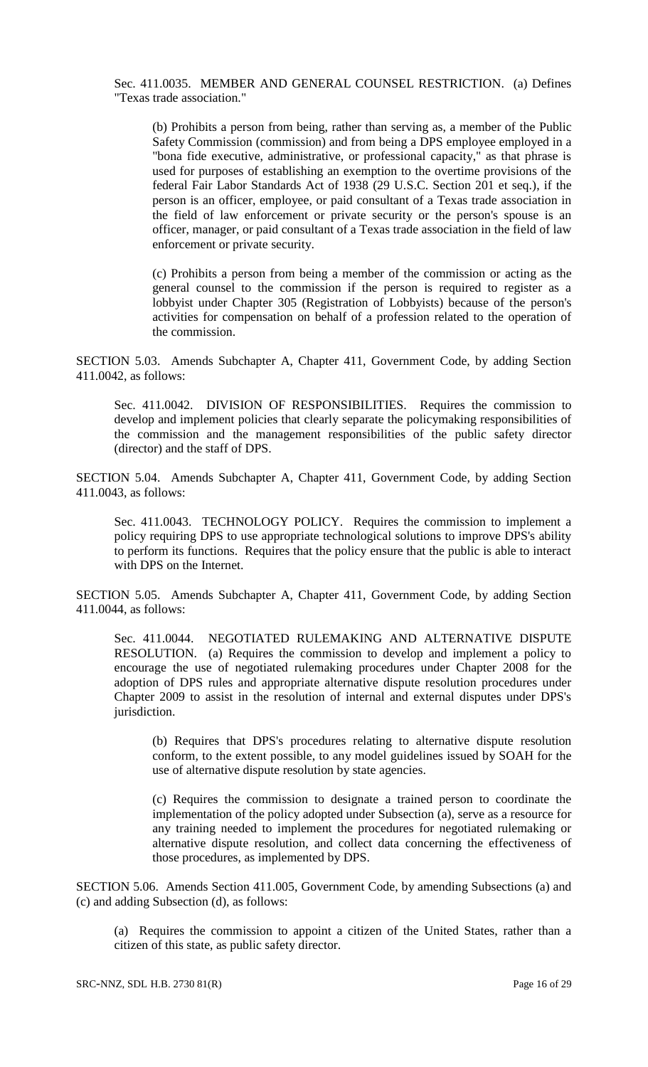Sec. 411.0035. MEMBER AND GENERAL COUNSEL RESTRICTION. (a) Defines "Texas trade association."

(b) Prohibits a person from being, rather than serving as, a member of the Public Safety Commission (commission) and from being a DPS employee employed in a "bona fide executive, administrative, or professional capacity," as that phrase is used for purposes of establishing an exemption to the overtime provisions of the federal Fair Labor Standards Act of 1938 (29 U.S.C. Section 201 et seq.), if the person is an officer, employee, or paid consultant of a Texas trade association in the field of law enforcement or private security or the person's spouse is an officer, manager, or paid consultant of a Texas trade association in the field of law enforcement or private security.

(c) Prohibits a person from being a member of the commission or acting as the general counsel to the commission if the person is required to register as a lobbyist under Chapter 305 (Registration of Lobbyists) because of the person's activities for compensation on behalf of a profession related to the operation of the commission.

SECTION 5.03. Amends Subchapter A, Chapter 411, Government Code, by adding Section 411.0042, as follows:

Sec. 411.0042. DIVISION OF RESPONSIBILITIES. Requires the commission to develop and implement policies that clearly separate the policymaking responsibilities of the commission and the management responsibilities of the public safety director (director) and the staff of DPS.

SECTION 5.04. Amends Subchapter A, Chapter 411, Government Code, by adding Section 411.0043, as follows:

Sec. 411.0043. TECHNOLOGY POLICY. Requires the commission to implement a policy requiring DPS to use appropriate technological solutions to improve DPS's ability to perform its functions. Requires that the policy ensure that the public is able to interact with DPS on the Internet.

SECTION 5.05. Amends Subchapter A, Chapter 411, Government Code, by adding Section 411.0044, as follows:

Sec. 411.0044. NEGOTIATED RULEMAKING AND ALTERNATIVE DISPUTE RESOLUTION. (a) Requires the commission to develop and implement a policy to encourage the use of negotiated rulemaking procedures under Chapter 2008 for the adoption of DPS rules and appropriate alternative dispute resolution procedures under Chapter 2009 to assist in the resolution of internal and external disputes under DPS's jurisdiction.

(b) Requires that DPS's procedures relating to alternative dispute resolution conform, to the extent possible, to any model guidelines issued by SOAH for the use of alternative dispute resolution by state agencies.

(c) Requires the commission to designate a trained person to coordinate the implementation of the policy adopted under Subsection (a), serve as a resource for any training needed to implement the procedures for negotiated rulemaking or alternative dispute resolution, and collect data concerning the effectiveness of those procedures, as implemented by DPS.

SECTION 5.06. Amends Section 411.005, Government Code, by amending Subsections (a) and (c) and adding Subsection (d), as follows:

(a) Requires the commission to appoint a citizen of the United States, rather than a citizen of this state, as public safety director.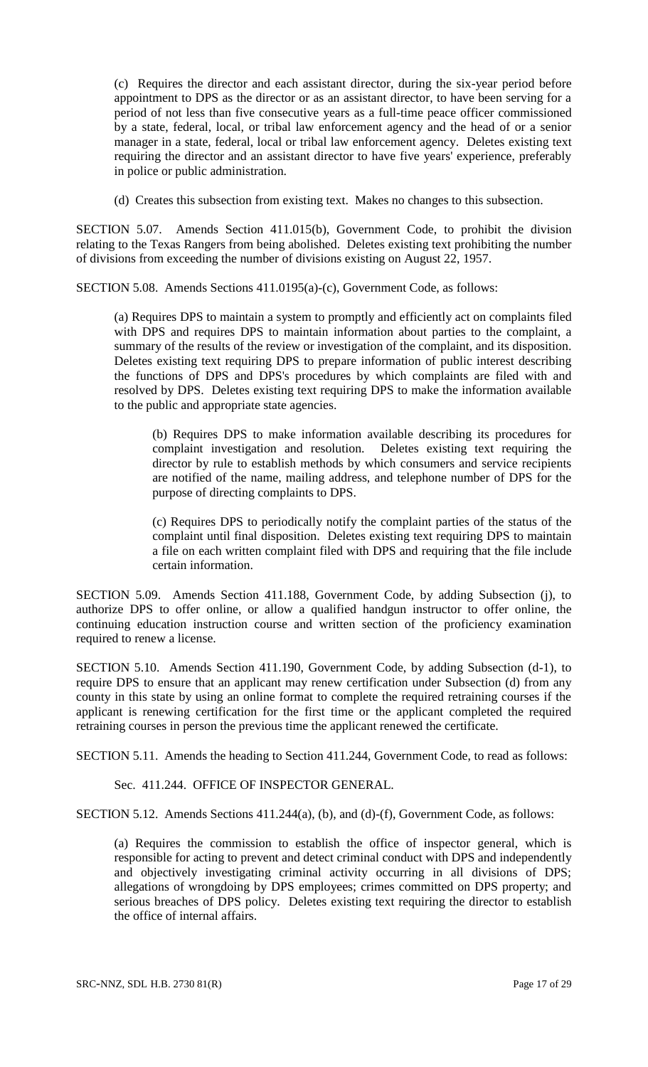(c) Requires the director and each assistant director, during the six-year period before appointment to DPS as the director or as an assistant director, to have been serving for a period of not less than five consecutive years as a full-time peace officer commissioned by a state, federal, local, or tribal law enforcement agency and the head of or a senior manager in a state, federal, local or tribal law enforcement agency. Deletes existing text requiring the director and an assistant director to have five years' experience, preferably in police or public administration.

(d) Creates this subsection from existing text. Makes no changes to this subsection.

SECTION 5.07. Amends Section 411.015(b), Government Code, to prohibit the division relating to the Texas Rangers from being abolished. Deletes existing text prohibiting the number of divisions from exceeding the number of divisions existing on August 22, 1957.

SECTION 5.08. Amends Sections 411.0195(a)-(c), Government Code, as follows:

(a) Requires DPS to maintain a system to promptly and efficiently act on complaints filed with DPS and requires DPS to maintain information about parties to the complaint, a summary of the results of the review or investigation of the complaint, and its disposition. Deletes existing text requiring DPS to prepare information of public interest describing the functions of DPS and DPS's procedures by which complaints are filed with and resolved by DPS. Deletes existing text requiring DPS to make the information available to the public and appropriate state agencies.

(b) Requires DPS to make information available describing its procedures for complaint investigation and resolution. Deletes existing text requiring the director by rule to establish methods by which consumers and service recipients are notified of the name, mailing address, and telephone number of DPS for the purpose of directing complaints to DPS.

(c) Requires DPS to periodically notify the complaint parties of the status of the complaint until final disposition. Deletes existing text requiring DPS to maintain a file on each written complaint filed with DPS and requiring that the file include certain information.

SECTION 5.09. Amends Section 411.188, Government Code, by adding Subsection (j), to authorize DPS to offer online, or allow a qualified handgun instructor to offer online, the continuing education instruction course and written section of the proficiency examination required to renew a license.

SECTION 5.10. Amends Section 411.190, Government Code, by adding Subsection (d-1), to require DPS to ensure that an applicant may renew certification under Subsection (d) from any county in this state by using an online format to complete the required retraining courses if the applicant is renewing certification for the first time or the applicant completed the required retraining courses in person the previous time the applicant renewed the certificate.

SECTION 5.11. Amends the heading to Section 411.244, Government Code, to read as follows:

Sec. 411.244. OFFICE OF INSPECTOR GENERAL.

SECTION 5.12. Amends Sections 411.244(a), (b), and (d)-(f), Government Code, as follows:

(a) Requires the commission to establish the office of inspector general, which is responsible for acting to prevent and detect criminal conduct with DPS and independently and objectively investigating criminal activity occurring in all divisions of DPS; allegations of wrongdoing by DPS employees; crimes committed on DPS property; and serious breaches of DPS policy. Deletes existing text requiring the director to establish the office of internal affairs.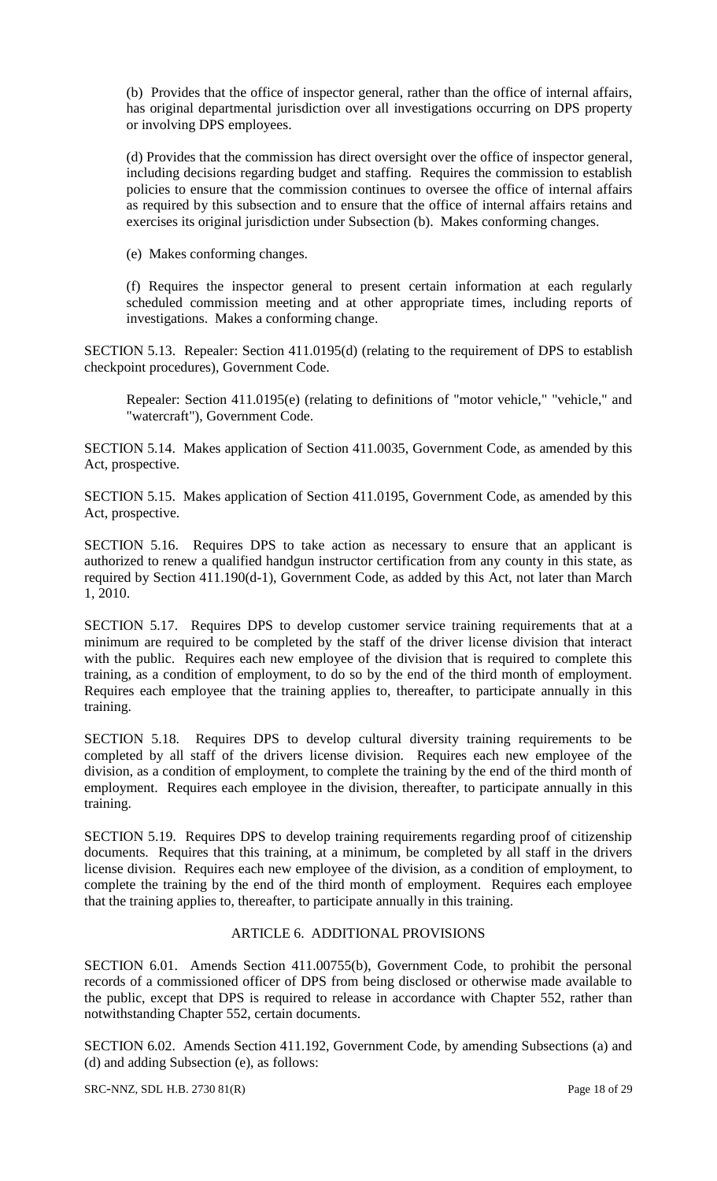(b) Provides that the office of inspector general, rather than the office of internal affairs, has original departmental jurisdiction over all investigations occurring on DPS property or involving DPS employees.

(d) Provides that the commission has direct oversight over the office of inspector general, including decisions regarding budget and staffing. Requires the commission to establish policies to ensure that the commission continues to oversee the office of internal affairs as required by this subsection and to ensure that the office of internal affairs retains and exercises its original jurisdiction under Subsection (b). Makes conforming changes.

(e) Makes conforming changes.

(f) Requires the inspector general to present certain information at each regularly scheduled commission meeting and at other appropriate times, including reports of investigations. Makes a conforming change.

SECTION 5.13. Repealer: Section 411.0195(d) (relating to the requirement of DPS to establish checkpoint procedures), Government Code.

Repealer: Section 411.0195(e) (relating to definitions of "motor vehicle," "vehicle," and "watercraft"), Government Code.

SECTION 5.14. Makes application of Section 411.0035, Government Code, as amended by this Act, prospective.

SECTION 5.15. Makes application of Section 411.0195, Government Code, as amended by this Act, prospective.

SECTION 5.16. Requires DPS to take action as necessary to ensure that an applicant is authorized to renew a qualified handgun instructor certification from any county in this state, as required by Section 411.190(d-1), Government Code, as added by this Act, not later than March 1, 2010.

SECTION 5.17. Requires DPS to develop customer service training requirements that at a minimum are required to be completed by the staff of the driver license division that interact with the public. Requires each new employee of the division that is required to complete this training, as a condition of employment, to do so by the end of the third month of employment. Requires each employee that the training applies to, thereafter, to participate annually in this training.

SECTION 5.18. Requires DPS to develop cultural diversity training requirements to be completed by all staff of the drivers license division. Requires each new employee of the division, as a condition of employment, to complete the training by the end of the third month of employment. Requires each employee in the division, thereafter, to participate annually in this training.

SECTION 5.19. Requires DPS to develop training requirements regarding proof of citizenship documents. Requires that this training, at a minimum, be completed by all staff in the drivers license division. Requires each new employee of the division, as a condition of employment, to complete the training by the end of the third month of employment. Requires each employee that the training applies to, thereafter, to participate annually in this training.

## ARTICLE 6. ADDITIONAL PROVISIONS

SECTION 6.01. Amends Section 411.00755(b), Government Code, to prohibit the personal records of a commissioned officer of DPS from being disclosed or otherwise made available to the public, except that DPS is required to release in accordance with Chapter 552, rather than notwithstanding Chapter 552, certain documents.

SECTION 6.02. Amends Section 411.192, Government Code, by amending Subsections (a) and (d) and adding Subsection (e), as follows: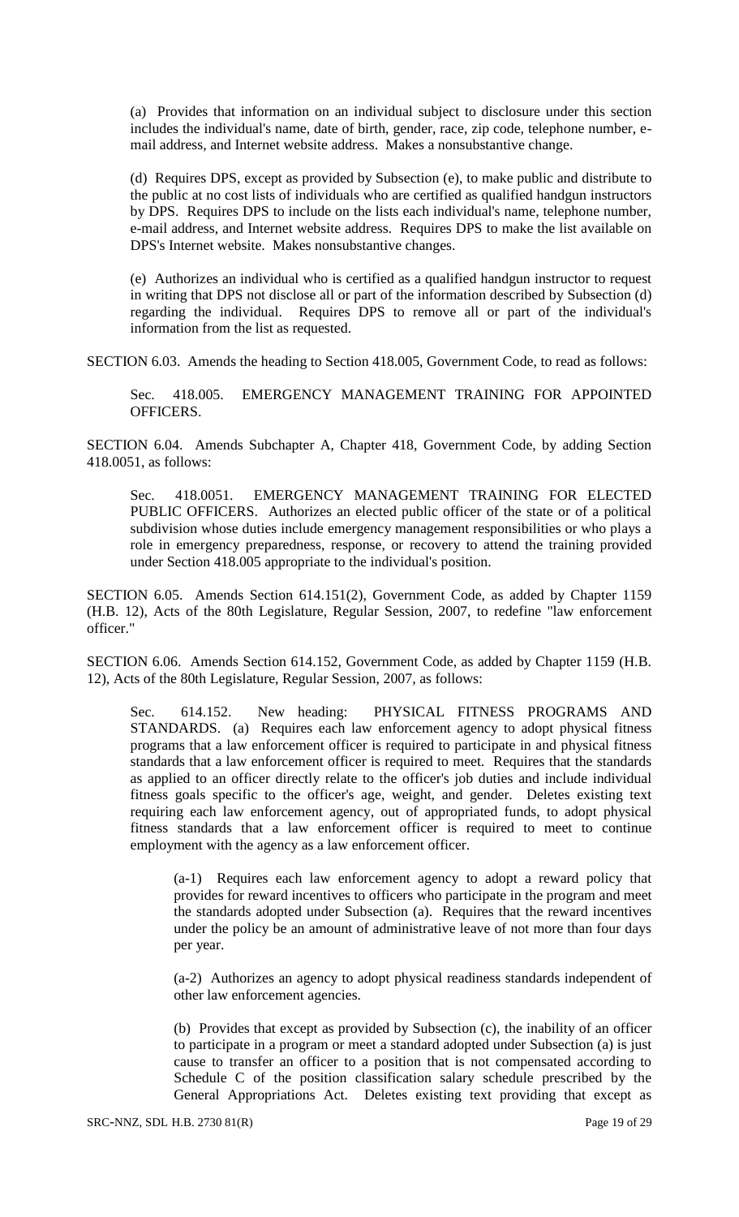(a) Provides that information on an individual subject to disclosure under this section includes the individual's name, date of birth, gender, race, zip code, telephone number, e-mail address, and Internet website address. Makes a nonsubstantive change.

(d) Requires DPS, except as provided by Subsection (e), to make public and distribute to the public at no cost lists of individuals who are certified as qualified handgun instructors by DPS. Requires DPS to include on the lists each individual's name, telephone number, e-mail address, and Internet website address. Requires DPS to make the list available on DPS's Internet website. Makes nonsubstantive changes.

(e) Authorizes an individual who is certified as a qualified handgun instructor to request in writing that DPS not disclose all or part of the information described by Subsection (d) regarding the individual. Requires DPS to remove all or part of the individual's information from the list as requested.

SECTION 6.03. Amends the heading to Section 418.005, Government Code, to read as follows:

Sec. 418.005. EMERGENCY MANAGEMENT TRAINING FOR APPOINTED OFFICERS.

SECTION 6.04. Amends Subchapter A, Chapter 418, Government Code, by adding Section 418.0051, as follows:

Sec. 418.0051. EMERGENCY MANAGEMENT TRAINING FOR ELECTED PUBLIC OFFICERS. Authorizes an elected public officer of the state or of a political subdivision whose duties include emergency management responsibilities or who plays a role in emergency preparedness, response, or recovery to attend the training provided under Section 418.005 appropriate to the individual's position.

SECTION 6.05. Amends Section 614.151(2), Government Code, as added by Chapter 1159 (H.B. 12), Acts of the 80th Legislature, Regular Session, 2007, to redefine "law enforcement officer."

SECTION 6.06. Amends Section 614.152, Government Code, as added by Chapter 1159 (H.B. 12), Acts of the 80th Legislature, Regular Session, 2007, as follows:

Sec. 614.152. New heading: PHYSICAL FITNESS PROGRAMS AND STANDARDS. (a) Requires each law enforcement agency to adopt physical fitness programs that a law enforcement officer is required to participate in and physical fitness standards that a law enforcement officer is required to meet. Requires that the standards as applied to an officer directly relate to the officer's job duties and include individual fitness goals specific to the officer's age, weight, and gender. Deletes existing text requiring each law enforcement agency, out of appropriated funds, to adopt physical fitness standards that a law enforcement officer is required to meet to continue employment with the agency as a law enforcement officer.

(a-1) Requires each law enforcement agency to adopt a reward policy that provides for reward incentives to officers who participate in the program and meet the standards adopted under Subsection (a). Requires that the reward incentives under the policy be an amount of administrative leave of not more than four days per year.

(a-2) Authorizes an agency to adopt physical readiness standards independent of other law enforcement agencies.

(b) Provides that except as provided by Subsection (c), the inability of an officer to participate in a program or meet a standard adopted under Subsection (a) is just cause to transfer an officer to a position that is not compensated according to Schedule C of the position classification salary schedule prescribed by the General Appropriations Act. Deletes existing text providing that except as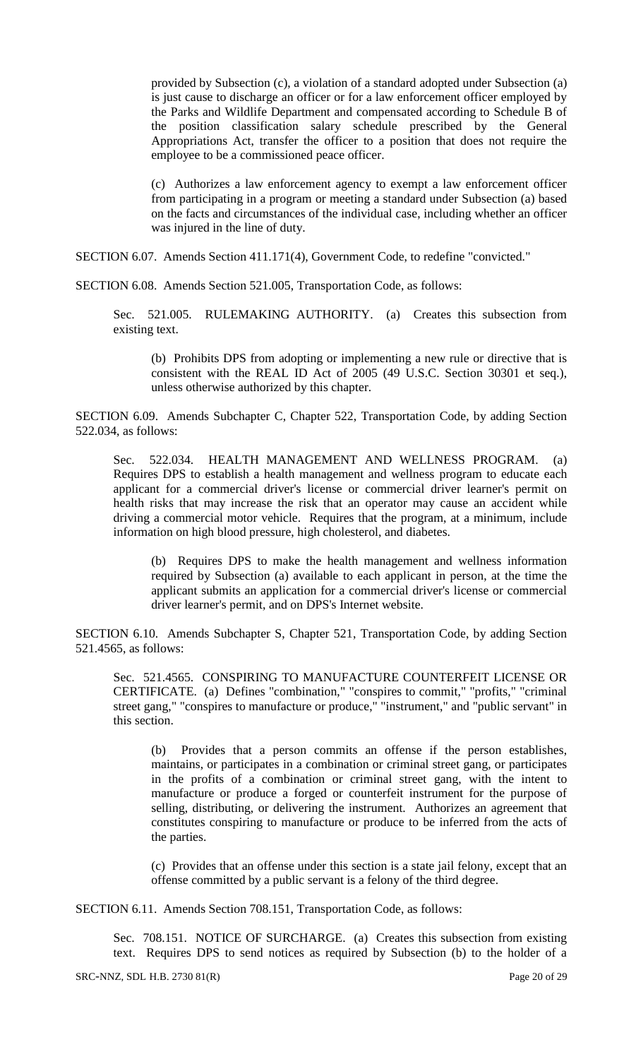provided by Subsection (c), a violation of a standard adopted under Subsection (a) is just cause to discharge an officer or for a law enforcement officer employed by the Parks and Wildlife Department and compensated according to Schedule B of the position classification salary schedule prescribed by the General Appropriations Act, transfer the officer to a position that does not require the employee to be a commissioned peace officer.

(c) Authorizes a law enforcement agency to exempt a law enforcement officer from participating in a program or meeting a standard under Subsection (a) based on the facts and circumstances of the individual case, including whether an officer was injured in the line of duty.

SECTION 6.07. Amends Section 411.171(4), Government Code, to redefine "convicted."

SECTION 6.08. Amends Section 521.005, Transportation Code, as follows:

Sec. 521.005. RULEMAKING AUTHORITY. (a) Creates this subsection from existing text.

(b) Prohibits DPS from adopting or implementing a new rule or directive that is consistent with the REAL ID Act of 2005 (49 U.S.C. Section 30301 et seq.), unless otherwise authorized by this chapter.

SECTION 6.09. Amends Subchapter C, Chapter 522, Transportation Code, by adding Section 522.034, as follows:

Sec. 522.034. HEALTH MANAGEMENT AND WELLNESS PROGRAM. (a) Requires DPS to establish a health management and wellness program to educate each applicant for a commercial driver's license or commercial driver learner's permit on health risks that may increase the risk that an operator may cause an accident while driving a commercial motor vehicle. Requires that the program, at a minimum, include information on high blood pressure, high cholesterol, and diabetes.

(b) Requires DPS to make the health management and wellness information required by Subsection (a) available to each applicant in person, at the time the applicant submits an application for a commercial driver's license or commercial driver learner's permit, and on DPS's Internet website.

SECTION 6.10. Amends Subchapter S, Chapter 521, Transportation Code, by adding Section 521.4565, as follows:

Sec. 521.4565. CONSPIRING TO MANUFACTURE COUNTERFEIT LICENSE OR CERTIFICATE. (a) Defines "combination," "conspires to commit," "profits," "criminal street gang," "conspires to manufacture or produce," "instrument," and "public servant" in this section.

(b) Provides that a person commits an offense if the person establishes, maintains, or participates in a combination or criminal street gang, or participates in the profits of a combination or criminal street gang, with the intent to manufacture or produce a forged or counterfeit instrument for the purpose of selling, distributing, or delivering the instrument. Authorizes an agreement that constitutes conspiring to manufacture or produce to be inferred from the acts of the parties.

(c) Provides that an offense under this section is a state jail felony, except that an offense committed by a public servant is a felony of the third degree.

SECTION 6.11. Amends Section 708.151, Transportation Code, as follows:

Sec. 708.151. NOTICE OF SURCHARGE. (a) Creates this subsection from existing text. Requires DPS to send notices as required by Subsection (b) to the holder of a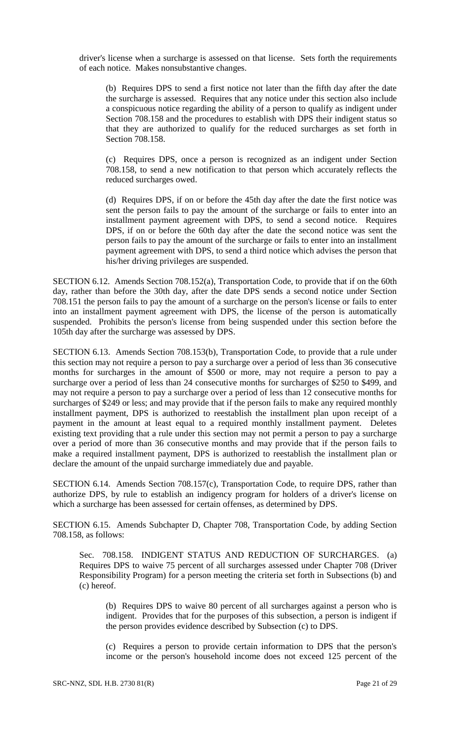driver's license when a surcharge is assessed on that license. Sets forth the requirements of each notice. Makes nonsubstantive changes.

> (b) Requires DPS to send a first notice not later than the fifth day after the date the surcharge is assessed. Requires that any notice under this section also include a conspicuous notice regarding the ability of a person to qualify as indigent under Section 708.158 and the procedures to establish with DPS their indigent status so that they are authorized to qualify for the reduced surcharges as set forth in Section 708.158.
>
> (c) Requires DPS, once a person is recognized as an indigent under Section 708.158, to send a new notification to that person which accurately reflects the reduced surcharges owed.
>
> (d) Requires DPS, if on or before the 45th day after the date the first notice was sent the person fails to pay the amount of the surcharge or fails to enter into an installment payment agreement with DPS, to send a second notice. Requires DPS, if on or before the 60th day after the date the second notice was sent the person fails to pay the amount of the surcharge or fails to enter into an installment payment agreement with DPS, to send a third notice which advises the person that his/her driving privileges are suspended.

SECTION 6.12. Amends Section 708.152(a), Transportation Code, to provide that if on the 60th day, rather than before the 30th day, after the date DPS sends a second notice under Section 708.151 the person fails to pay the amount of a surcharge on the person's license or fails to enter into an installment payment agreement with DPS, the license of the person is automatically suspended. Prohibits the person's license from being suspended under this section before the 105th day after the surcharge was assessed by DPS.

SECTION 6.13. Amends Section 708.153(b), Transportation Code, to provide that a rule under this section may not require a person to pay a surcharge over a period of less than 36 consecutive months for surcharges in the amount of $500 or more, may not require a person to pay a surcharge over a period of less than 24 consecutive months for surcharges of $250 to $499, and may not require a person to pay a surcharge over a period of less than 12 consecutive months for surcharges of $249 or less; and may provide that if the person fails to make any required monthly installment payment, DPS is authorized to reestablish the installment plan upon receipt of a payment in the amount at least equal to a required monthly installment payment. Deletes existing text providing that a rule under this section may not permit a person to pay a surcharge over a period of more than 36 consecutive months and may provide that if the person fails to make a required installment payment, DPS is authorized to reestablish the installment plan or declare the amount of the unpaid surcharge immediately due and payable.

SECTION 6.14. Amends Section 708.157(c), Transportation Code, to require DPS, rather than authorize DPS, by rule to establish an indigency program for holders of a driver's license on which a surcharge has been assessed for certain offenses, as determined by DPS.

SECTION 6.15. Amends Subchapter D, Chapter 708, Transportation Code, by adding Section 708.158, as follows:

> Sec. 708.158. INDIGENT STATUS AND REDUCTION OF SURCHARGES. (a) Requires DPS to waive 75 percent of all surcharges assessed under Chapter 708 (Driver Responsibility Program) for a person meeting the criteria set forth in Subsections (b) and (c) hereof.
>
> > (b) Requires DPS to waive 80 percent of all surcharges against a person who is indigent. Provides that for the purposes of this subsection, a person is indigent if the person provides evidence described by Subsection (c) to DPS.
> >
> > (c) Requires a person to provide certain information to DPS that the person's income or the person's household income does not exceed 125 percent of the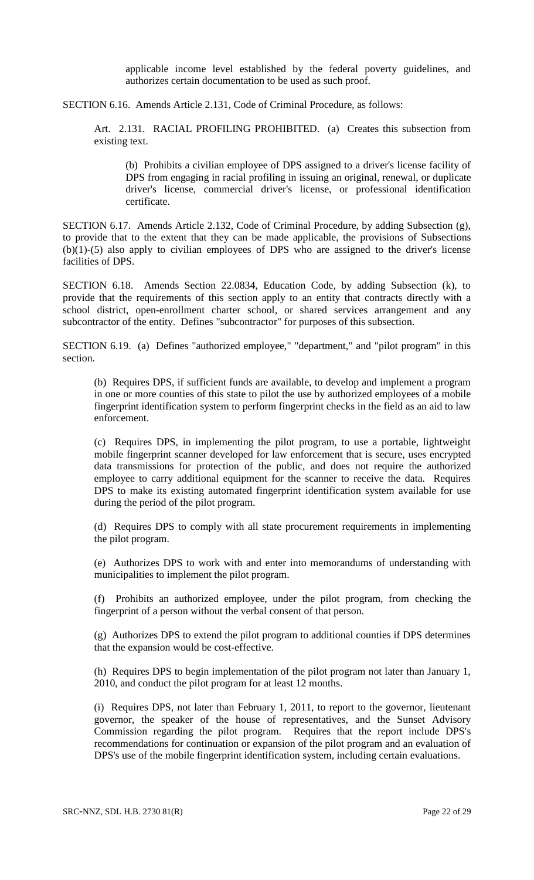applicable income level established by the federal poverty guidelines, and authorizes certain documentation to be used as such proof.

SECTION 6.16. Amends Article 2.131, Code of Criminal Procedure, as follows:

Art. 2.131. RACIAL PROFILING PROHIBITED. (a) Creates this subsection from existing text.

(b) Prohibits a civilian employee of DPS assigned to a driver's license facility of DPS from engaging in racial profiling in issuing an original, renewal, or duplicate driver's license, commercial driver's license, or professional identification certificate.

SECTION 6.17. Amends Article 2.132, Code of Criminal Procedure, by adding Subsection (g), to provide that to the extent that they can be made applicable, the provisions of Subsections (b)(1)-(5) also apply to civilian employees of DPS who are assigned to the driver's license facilities of DPS.

SECTION 6.18. Amends Section 22.0834, Education Code, by adding Subsection (k), to provide that the requirements of this section apply to an entity that contracts directly with a school district, open-enrollment charter school, or shared services arrangement and any subcontractor of the entity. Defines "subcontractor" for purposes of this subsection.

SECTION 6.19. (a) Defines "authorized employee," "department," and "pilot program" in this section.

(b) Requires DPS, if sufficient funds are available, to develop and implement a program in one or more counties of this state to pilot the use by authorized employees of a mobile fingerprint identification system to perform fingerprint checks in the field as an aid to law enforcement.

(c) Requires DPS, in implementing the pilot program, to use a portable, lightweight mobile fingerprint scanner developed for law enforcement that is secure, uses encrypted data transmissions for protection of the public, and does not require the authorized employee to carry additional equipment for the scanner to receive the data. Requires DPS to make its existing automated fingerprint identification system available for use during the period of the pilot program.

(d) Requires DPS to comply with all state procurement requirements in implementing the pilot program.

(e) Authorizes DPS to work with and enter into memorandums of understanding with municipalities to implement the pilot program.

(f) Prohibits an authorized employee, under the pilot program, from checking the fingerprint of a person without the verbal consent of that person.

(g) Authorizes DPS to extend the pilot program to additional counties if DPS determines that the expansion would be cost-effective.

(h) Requires DPS to begin implementation of the pilot program not later than January 1, 2010, and conduct the pilot program for at least 12 months.

(i) Requires DPS, not later than February 1, 2011, to report to the governor, lieutenant governor, the speaker of the house of representatives, and the Sunset Advisory Commission regarding the pilot program. Requires that the report include DPS's recommendations for continuation or expansion of the pilot program and an evaluation of DPS's use of the mobile fingerprint identification system, including certain evaluations.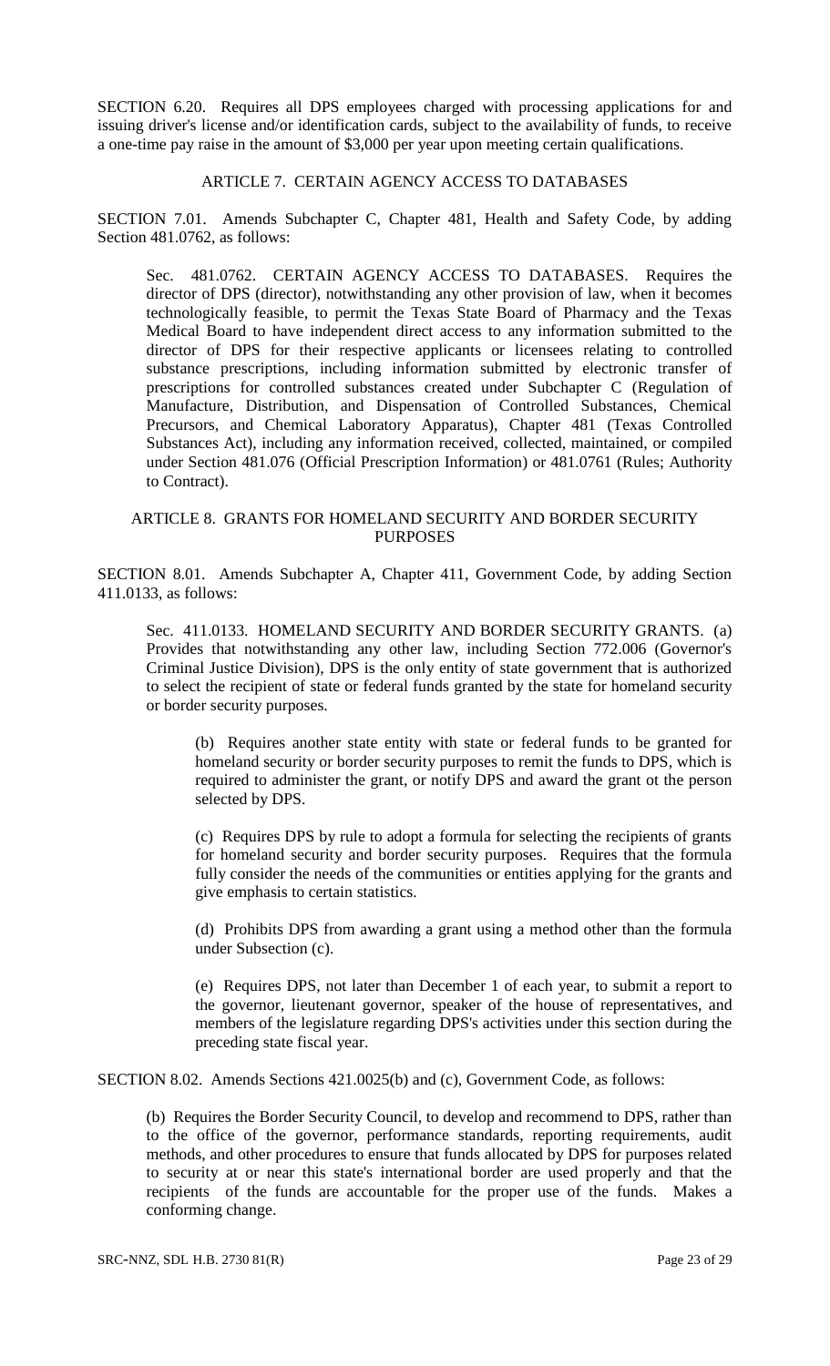SECTION 6.20. Requires all DPS employees charged with processing applications for and issuing driver's license and/or identification cards, subject to the availability of funds, to receive a one-time pay raise in the amount of $3,000 per year upon meeting certain qualifications.

## ARTICLE 7. CERTAIN AGENCY ACCESS TO DATABASES

SECTION 7.01. Amends Subchapter C, Chapter 481, Health and Safety Code, by adding Section 481.0762, as follows:

Sec. 481.0762. CERTAIN AGENCY ACCESS TO DATABASES. Requires the director of DPS (director), notwithstanding any other provision of law, when it becomes technologically feasible, to permit the Texas State Board of Pharmacy and the Texas Medical Board to have independent direct access to any information submitted to the director of DPS for their respective applicants or licensees relating to controlled substance prescriptions, including information submitted by electronic transfer of prescriptions for controlled substances created under Subchapter C (Regulation of Manufacture, Distribution, and Dispensation of Controlled Substances, Chemical Precursors, and Chemical Laboratory Apparatus), Chapter 481 (Texas Controlled Substances Act), including any information received, collected, maintained, or compiled under Section 481.076 (Official Prescription Information) or 481.0761 (Rules; Authority to Contract).

## ARTICLE 8. GRANTS FOR HOMELAND SECURITY AND BORDER SECURITY PURPOSES

SECTION 8.01. Amends Subchapter A, Chapter 411, Government Code, by adding Section 411.0133, as follows:

Sec. 411.0133. HOMELAND SECURITY AND BORDER SECURITY GRANTS. (a) Provides that notwithstanding any other law, including Section 772.006 (Governor's Criminal Justice Division), DPS is the only entity of state government that is authorized to select the recipient of state or federal funds granted by the state for homeland security or border security purposes.

(b) Requires another state entity with state or federal funds to be granted for homeland security or border security purposes to remit the funds to DPS, which is required to administer the grant, or notify DPS and award the grant ot the person selected by DPS.

(c) Requires DPS by rule to adopt a formula for selecting the recipients of grants for homeland security and border security purposes. Requires that the formula fully consider the needs of the communities or entities applying for the grants and give emphasis to certain statistics.

(d) Prohibits DPS from awarding a grant using a method other than the formula under Subsection (c).

(e) Requires DPS, not later than December 1 of each year, to submit a report to the governor, lieutenant governor, speaker of the house of representatives, and members of the legislature regarding DPS's activities under this section during the preceding state fiscal year.

SECTION 8.02. Amends Sections 421.0025(b) and (c), Government Code, as follows:

(b) Requires the Border Security Council, to develop and recommend to DPS, rather than to the office of the governor, performance standards, reporting requirements, audit methods, and other procedures to ensure that funds allocated by DPS for purposes related to security at or near this state's international border are used properly and that the recipients of the funds are accountable for the proper use of the funds. Makes a conforming change.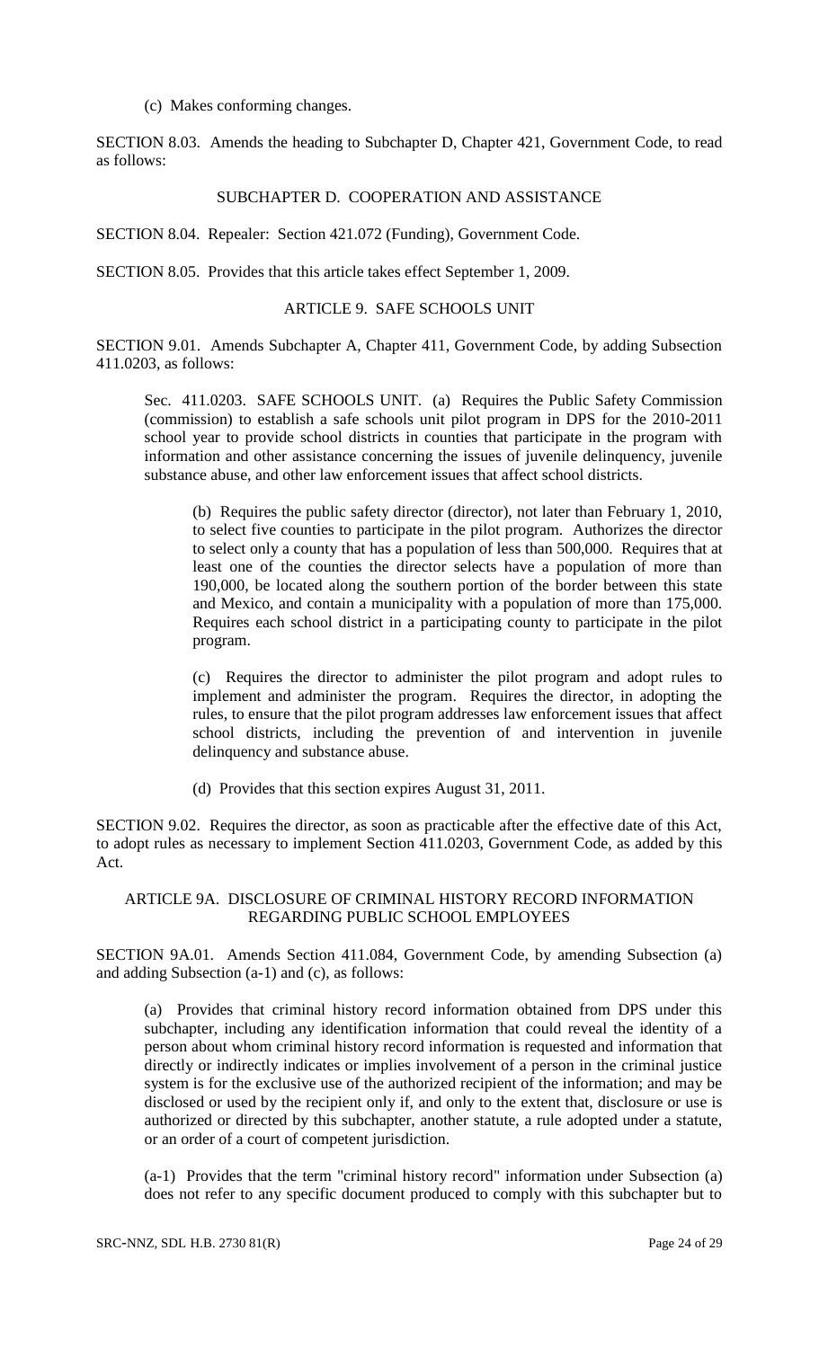(c) Makes conforming changes.

SECTION 8.03. Amends the heading to Subchapter D, Chapter 421, Government Code, to read as follows:

SUBCHAPTER D. COOPERATION AND ASSISTANCE

SECTION 8.04. Repealer: Section 421.072 (Funding), Government Code.

SECTION 8.05. Provides that this article takes effect September 1, 2009.

## ARTICLE 9. SAFE SCHOOLS UNIT

SECTION 9.01. Amends Subchapter A, Chapter 411, Government Code, by adding Subsection 411.0203, as follows:

Sec. 411.0203. SAFE SCHOOLS UNIT. (a) Requires the Public Safety Commission (commission) to establish a safe schools unit pilot program in DPS for the 2010-2011 school year to provide school districts in counties that participate in the program with information and other assistance concerning the issues of juvenile delinquency, juvenile substance abuse, and other law enforcement issues that affect school districts.

(b) Requires the public safety director (director), not later than February 1, 2010, to select five counties to participate in the pilot program. Authorizes the director to select only a county that has a population of less than 500,000. Requires that at least one of the counties the director selects have a population of more than 190,000, be located along the southern portion of the border between this state and Mexico, and contain a municipality with a population of more than 175,000. Requires each school district in a participating county to participate in the pilot program.

(c) Requires the director to administer the pilot program and adopt rules to implement and administer the program. Requires the director, in adopting the rules, to ensure that the pilot program addresses law enforcement issues that affect school districts, including the prevention of and intervention in juvenile delinquency and substance abuse.

(d) Provides that this section expires August 31, 2011.

SECTION 9.02. Requires the director, as soon as practicable after the effective date of this Act, to adopt rules as necessary to implement Section 411.0203, Government Code, as added by this Act.

## ARTICLE 9A. DISCLOSURE OF CRIMINAL HISTORY RECORD INFORMATION REGARDING PUBLIC SCHOOL EMPLOYEES

SECTION 9A.01. Amends Section 411.084, Government Code, by amending Subsection (a) and adding Subsection (a-1) and (c), as follows:

(a) Provides that criminal history record information obtained from DPS under this subchapter, including any identification information that could reveal the identity of a person about whom criminal history record information is requested and information that directly or indirectly indicates or implies involvement of a person in the criminal justice system is for the exclusive use of the authorized recipient of the information; and may be disclosed or used by the recipient only if, and only to the extent that, disclosure or use is authorized or directed by this subchapter, another statute, a rule adopted under a statute, or an order of a court of competent jurisdiction.

(a-1) Provides that the term "criminal history record" information under Subsection (a) does not refer to any specific document produced to comply with this subchapter but to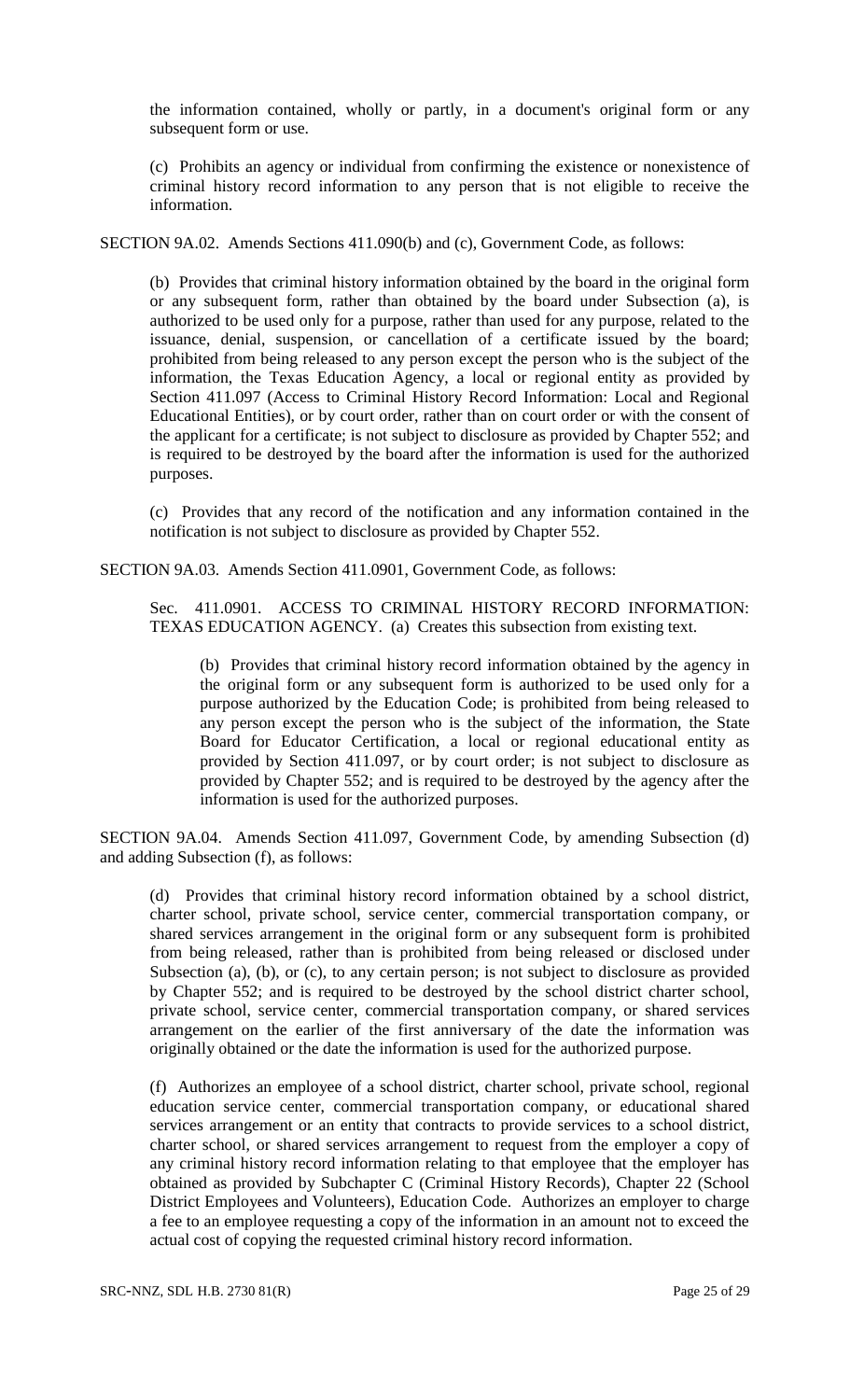the information contained, wholly or partly, in a document's original form or any subsequent form or use.

(c) Prohibits an agency or individual from confirming the existence or nonexistence of criminal history record information to any person that is not eligible to receive the information.

SECTION 9A.02. Amends Sections 411.090(b) and (c), Government Code, as follows:

(b) Provides that criminal history information obtained by the board in the original form or any subsequent form, rather than obtained by the board under Subsection (a), is authorized to be used only for a purpose, rather than used for any purpose, related to the issuance, denial, suspension, or cancellation of a certificate issued by the board; prohibited from being released to any person except the person who is the subject of the information, the Texas Education Agency, a local or regional entity as provided by Section 411.097 (Access to Criminal History Record Information: Local and Regional Educational Entities), or by court order, rather than on court order or with the consent of the applicant for a certificate; is not subject to disclosure as provided by Chapter 552; and is required to be destroyed by the board after the information is used for the authorized purposes.

(c) Provides that any record of the notification and any information contained in the notification is not subject to disclosure as provided by Chapter 552.

SECTION 9A.03. Amends Section 411.0901, Government Code, as follows:

Sec. 411.0901. ACCESS TO CRIMINAL HISTORY RECORD INFORMATION: TEXAS EDUCATION AGENCY. (a) Creates this subsection from existing text.

(b) Provides that criminal history record information obtained by the agency in the original form or any subsequent form is authorized to be used only for a purpose authorized by the Education Code; is prohibited from being released to any person except the person who is the subject of the information, the State Board for Educator Certification, a local or regional educational entity as provided by Section 411.097, or by court order; is not subject to disclosure as provided by Chapter 552; and is required to be destroyed by the agency after the information is used for the authorized purposes.

SECTION 9A.04. Amends Section 411.097, Government Code, by amending Subsection (d) and adding Subsection (f), as follows:

(d) Provides that criminal history record information obtained by a school district, charter school, private school, service center, commercial transportation company, or shared services arrangement in the original form or any subsequent form is prohibited from being released, rather than is prohibited from being released or disclosed under Subsection (a), (b), or (c), to any certain person; is not subject to disclosure as provided by Chapter 552; and is required to be destroyed by the school district charter school, private school, service center, commercial transportation company, or shared services arrangement on the earlier of the first anniversary of the date the information was originally obtained or the date the information is used for the authorized purpose.

(f) Authorizes an employee of a school district, charter school, private school, regional education service center, commercial transportation company, or educational shared services arrangement or an entity that contracts to provide services to a school district, charter school, or shared services arrangement to request from the employer a copy of any criminal history record information relating to that employee that the employer has obtained as provided by Subchapter C (Criminal History Records), Chapter 22 (School District Employees and Volunteers), Education Code. Authorizes an employer to charge a fee to an employee requesting a copy of the information in an amount not to exceed the actual cost of copying the requested criminal history record information.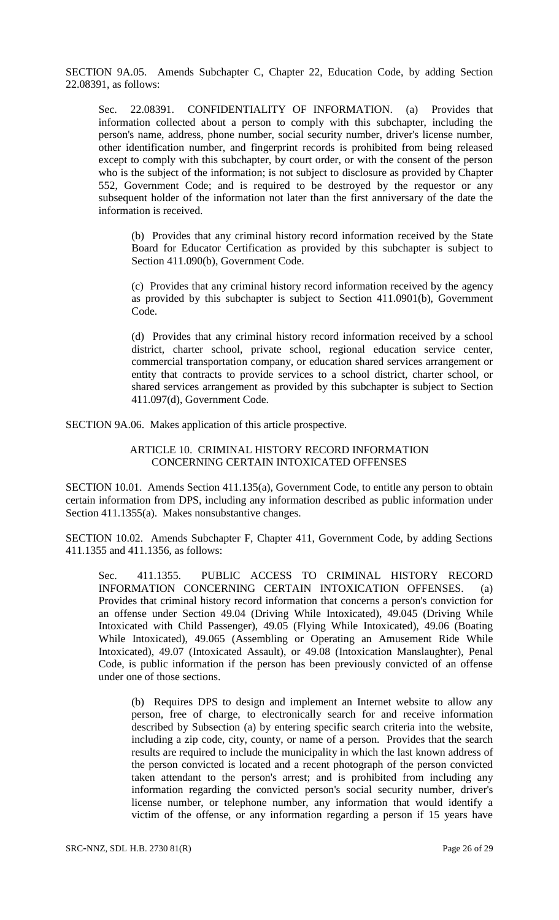SECTION 9A.05. Amends Subchapter C, Chapter 22, Education Code, by adding Section 22.08391, as follows:

Sec. 22.08391. CONFIDENTIALITY OF INFORMATION. (a) Provides that information collected about a person to comply with this subchapter, including the person's name, address, phone number, social security number, driver's license number, other identification number, and fingerprint records is prohibited from being released except to comply with this subchapter, by court order, or with the consent of the person who is the subject of the information; is not subject to disclosure as provided by Chapter 552, Government Code; and is required to be destroyed by the requestor or any subsequent holder of the information not later than the first anniversary of the date the information is received.

(b) Provides that any criminal history record information received by the State Board for Educator Certification as provided by this subchapter is subject to Section 411.090(b), Government Code.

(c) Provides that any criminal history record information received by the agency as provided by this subchapter is subject to Section 411.0901(b), Government Code.

(d) Provides that any criminal history record information received by a school district, charter school, private school, regional education service center, commercial transportation company, or education shared services arrangement or entity that contracts to provide services to a school district, charter school, or shared services arrangement as provided by this subchapter is subject to Section 411.097(d), Government Code.

SECTION 9A.06. Makes application of this article prospective.

## ARTICLE 10. CRIMINAL HISTORY RECORD INFORMATION CONCERNING CERTAIN INTOXICATED OFFENSES

SECTION 10.01. Amends Section 411.135(a), Government Code, to entitle any person to obtain certain information from DPS, including any information described as public information under Section 411.1355(a). Makes nonsubstantive changes.

SECTION 10.02. Amends Subchapter F, Chapter 411, Government Code, by adding Sections 411.1355 and 411.1356, as follows:

Sec. 411.1355. PUBLIC ACCESS TO CRIMINAL HISTORY RECORD INFORMATION CONCERNING CERTAIN INTOXICATION OFFENSES. (a) Provides that criminal history record information that concerns a person's conviction for an offense under Section 49.04 (Driving While Intoxicated), 49.045 (Driving While Intoxicated with Child Passenger), 49.05 (Flying While Intoxicated), 49.06 (Boating While Intoxicated), 49.065 (Assembling or Operating an Amusement Ride While Intoxicated), 49.07 (Intoxicated Assault), or 49.08 (Intoxication Manslaughter), Penal Code, is public information if the person has been previously convicted of an offense under one of those sections.

(b) Requires DPS to design and implement an Internet website to allow any person, free of charge, to electronically search for and receive information described by Subsection (a) by entering specific search criteria into the website, including a zip code, city, county, or name of a person. Provides that the search results are required to include the municipality in which the last known address of the person convicted is located and a recent photograph of the person convicted taken attendant to the person's arrest; and is prohibited from including any information regarding the convicted person's social security number, driver's license number, or telephone number, any information that would identify a victim of the offense, or any information regarding a person if 15 years have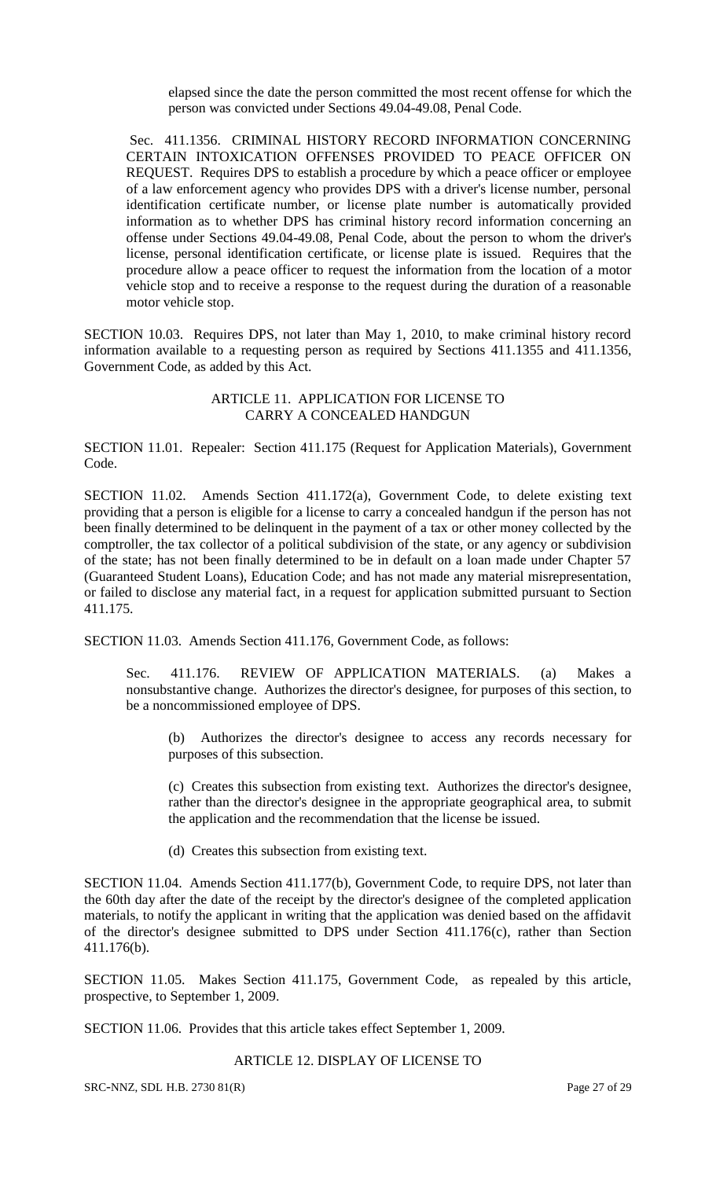elapsed since the date the person committed the most recent offense for which the person was convicted under Sections 49.04-49.08, Penal Code.

Sec. 411.1356. CRIMINAL HISTORY RECORD INFORMATION CONCERNING CERTAIN INTOXICATION OFFENSES PROVIDED TO PEACE OFFICER ON REQUEST. Requires DPS to establish a procedure by which a peace officer or employee of a law enforcement agency who provides DPS with a driver's license number, personal identification certificate number, or license plate number is automatically provided information as to whether DPS has criminal history record information concerning an offense under Sections 49.04-49.08, Penal Code, about the person to whom the driver's license, personal identification certificate, or license plate is issued. Requires that the procedure allow a peace officer to request the information from the location of a motor vehicle stop and to receive a response to the request during the duration of a reasonable motor vehicle stop.

SECTION 10.03. Requires DPS, not later than May 1, 2010, to make criminal history record information available to a requesting person as required by Sections 411.1355 and 411.1356, Government Code, as added by this Act.

ARTICLE 11. APPLICATION FOR LICENSE TO CARRY A CONCEALED HANDGUN

SECTION 11.01. Repealer: Section 411.175 (Request for Application Materials), Government Code.

SECTION 11.02. Amends Section 411.172(a), Government Code, to delete existing text providing that a person is eligible for a license to carry a concealed handgun if the person has not been finally determined to be delinquent in the payment of a tax or other money collected by the comptroller, the tax collector of a political subdivision of the state, or any agency or subdivision of the state; has not been finally determined to be in default on a loan made under Chapter 57 (Guaranteed Student Loans), Education Code; and has not made any material misrepresentation, or failed to disclose any material fact, in a request for application submitted pursuant to Section 411.175.

SECTION 11.03. Amends Section 411.176, Government Code, as follows:

Sec. 411.176. REVIEW OF APPLICATION MATERIALS. (a) Makes a nonsubstantive change. Authorizes the director's designee, for purposes of this section, to be a noncommissioned employee of DPS.

(b) Authorizes the director's designee to access any records necessary for purposes of this subsection.

(c) Creates this subsection from existing text. Authorizes the director's designee, rather than the director's designee in the appropriate geographical area, to submit the application and the recommendation that the license be issued.

(d) Creates this subsection from existing text.

SECTION 11.04. Amends Section 411.177(b), Government Code, to require DPS, not later than the 60th day after the date of the receipt by the director's designee of the completed application materials, to notify the applicant in writing that the application was denied based on the affidavit of the director's designee submitted to DPS under Section 411.176(c), rather than Section 411.176(b).

SECTION 11.05. Makes Section 411.175, Government Code, as repealed by this article, prospective, to September 1, 2009.

SECTION 11.06. Provides that this article takes effect September 1, 2009.

ARTICLE 12. DISPLAY OF LICENSE TO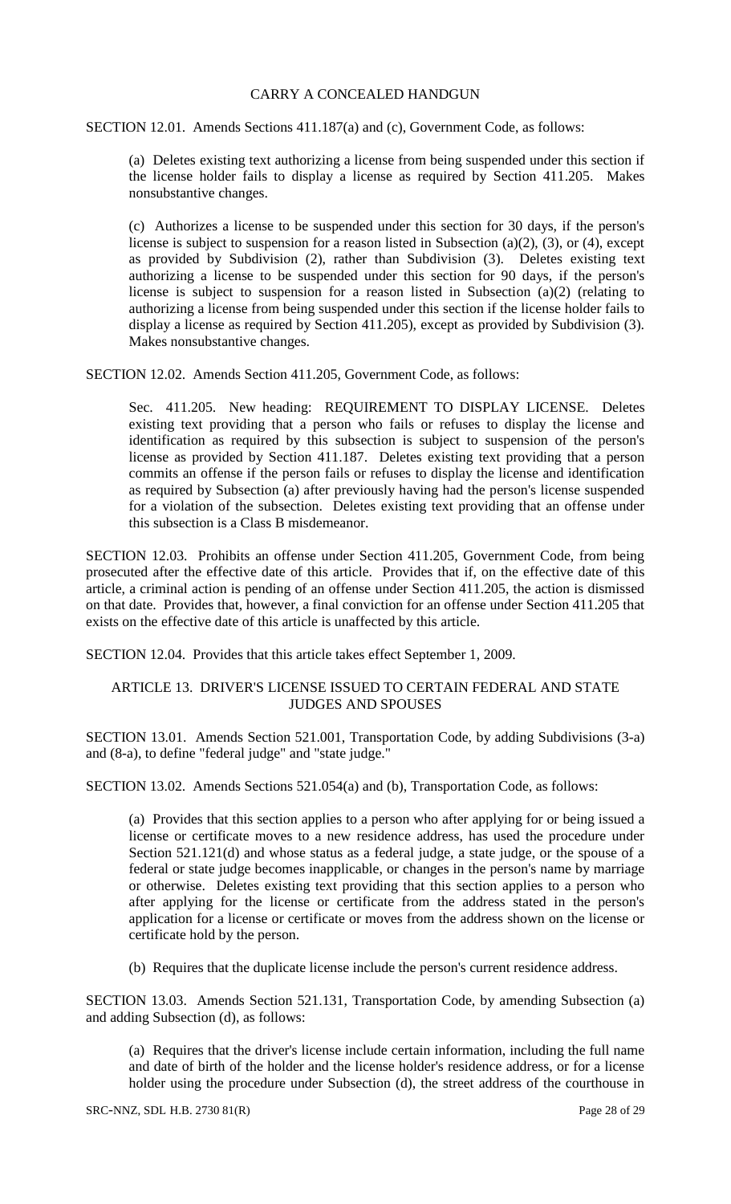## CARRY A CONCEALED HANDGUN

SECTION 12.01. Amends Sections 411.187(a) and (c), Government Code, as follows:

(a) Deletes existing text authorizing a license from being suspended under this section if the license holder fails to display a license as required by Section 411.205. Makes nonsubstantive changes.

(c) Authorizes a license to be suspended under this section for 30 days, if the person's license is subject to suspension for a reason listed in Subsection (a)(2), (3), or (4), except as provided by Subdivision (2), rather than Subdivision (3). Deletes existing text authorizing a license to be suspended under this section for 90 days, if the person's license is subject to suspension for a reason listed in Subsection (a)(2) (relating to authorizing a license from being suspended under this section if the license holder fails to display a license as required by Section 411.205), except as provided by Subdivision (3). Makes nonsubstantive changes.

SECTION 12.02. Amends Section 411.205, Government Code, as follows:

Sec. 411.205. New heading: REQUIREMENT TO DISPLAY LICENSE. Deletes existing text providing that a person who fails or refuses to display the license and identification as required by this subsection is subject to suspension of the person's license as provided by Section 411.187. Deletes existing text providing that a person commits an offense if the person fails or refuses to display the license and identification as required by Subsection (a) after previously having had the person's license suspended for a violation of the subsection. Deletes existing text providing that an offense under this subsection is a Class B misdemeanor.

SECTION 12.03. Prohibits an offense under Section 411.205, Government Code, from being prosecuted after the effective date of this article. Provides that if, on the effective date of this article, a criminal action is pending of an offense under Section 411.205, the action is dismissed on that date. Provides that, however, a final conviction for an offense under Section 411.205 that exists on the effective date of this article is unaffected by this article.

SECTION 12.04. Provides that this article takes effect September 1, 2009.

## ARTICLE 13. DRIVER'S LICENSE ISSUED TO CERTAIN FEDERAL AND STATE JUDGES AND SPOUSES

SECTION 13.01. Amends Section 521.001, Transportation Code, by adding Subdivisions (3-a) and (8-a), to define "federal judge" and "state judge."

SECTION 13.02. Amends Sections 521.054(a) and (b), Transportation Code, as follows:

(a) Provides that this section applies to a person who after applying for or being issued a license or certificate moves to a new residence address, has used the procedure under Section 521.121(d) and whose status as a federal judge, a state judge, or the spouse of a federal or state judge becomes inapplicable, or changes in the person's name by marriage or otherwise. Deletes existing text providing that this section applies to a person who after applying for the license or certificate from the address stated in the person's application for a license or certificate or moves from the address shown on the license or certificate hold by the person.

(b) Requires that the duplicate license include the person's current residence address.

SECTION 13.03. Amends Section 521.131, Transportation Code, by amending Subsection (a) and adding Subsection (d), as follows:

(a) Requires that the driver's license include certain information, including the full name and date of birth of the holder and the license holder's residence address, or for a license holder using the procedure under Subsection (d), the street address of the courthouse in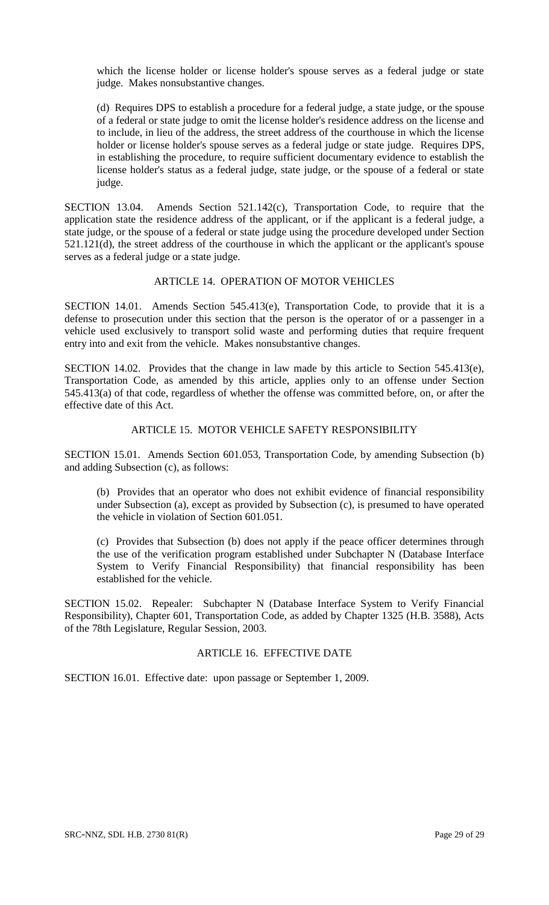which the license holder or license holder's spouse serves as a federal judge or state judge. Makes nonsubstantive changes.

(d) Requires DPS to establish a procedure for a federal judge, a state judge, or the spouse of a federal or state judge to omit the license holder's residence address on the license and to include, in lieu of the address, the street address of the courthouse in which the license holder or license holder's spouse serves as a federal judge or state judge. Requires DPS, in establishing the procedure, to require sufficient documentary evidence to establish the license holder's status as a federal judge, state judge, or the spouse of a federal or state judge.

SECTION 13.04. Amends Section 521.142(c), Transportation Code, to require that the application state the residence address of the applicant, or if the applicant is a federal judge, a state judge, or the spouse of a federal or state judge using the procedure developed under Section 521.121(d), the street address of the courthouse in which the applicant or the applicant's spouse serves as a federal judge or a state judge.

## ARTICLE 14. OPERATION OF MOTOR VEHICLES

SECTION 14.01. Amends Section 545.413(e), Transportation Code, to provide that it is a defense to prosecution under this section that the person is the operator of or a passenger in a vehicle used exclusively to transport solid waste and performing duties that require frequent entry into and exit from the vehicle. Makes nonsubstantive changes.

SECTION 14.02. Provides that the change in law made by this article to Section 545.413(e), Transportation Code, as amended by this article, applies only to an offense under Section 545.413(a) of that code, regardless of whether the offense was committed before, on, or after the effective date of this Act.

## ARTICLE 15. MOTOR VEHICLE SAFETY RESPONSIBILITY

SECTION 15.01. Amends Section 601.053, Transportation Code, by amending Subsection (b) and adding Subsection (c), as follows:

(b) Provides that an operator who does not exhibit evidence of financial responsibility under Subsection (a), except as provided by Subsection (c), is presumed to have operated the vehicle in violation of Section 601.051.

(c) Provides that Subsection (b) does not apply if the peace officer determines through the use of the verification program established under Subchapter N (Database Interface System to Verify Financial Responsibility) that financial responsibility has been established for the vehicle.

SECTION 15.02. Repealer: Subchapter N (Database Interface System to Verify Financial Responsibility), Chapter 601, Transportation Code, as added by Chapter 1325 (H.B. 3588), Acts of the 78th Legislature, Regular Session, 2003.

## ARTICLE 16. EFFECTIVE DATE

SECTION 16.01. Effective date: upon passage or September 1, 2009.